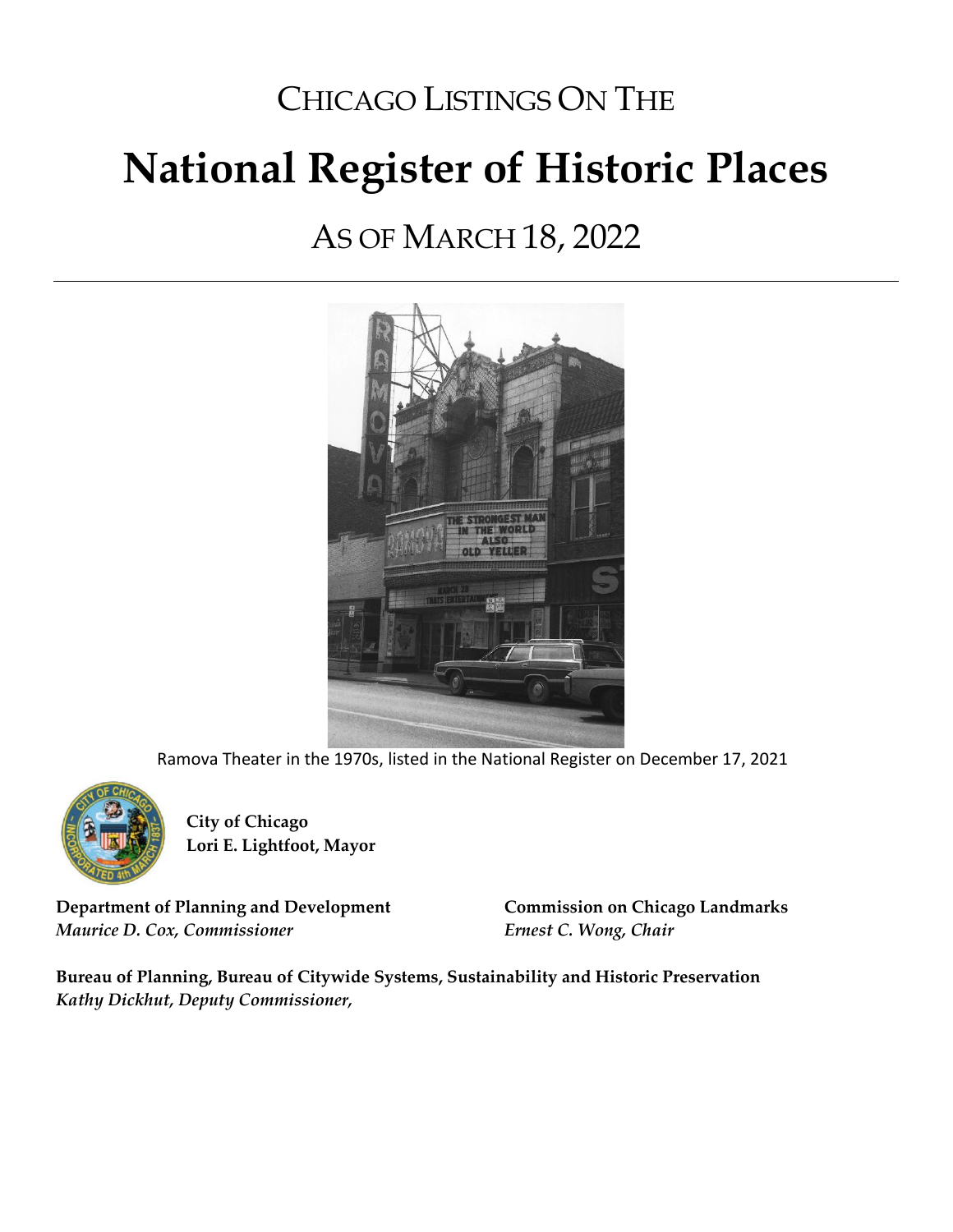# CHICAGO LISTINGS ON THE

# National Register of Historic Places

## AS OF MARCH 18, 2022

Ramova Theater in the 1970s, listed in the National Register on December 17, 2021

**City of Chicago**
**Lori E. Lightfoot, Mayor**

**Department of Planning and Development**
*Maurice D. Cox, Commissioner*

**Commission on Chicago Landmarks**
*Ernest C. Wong, Chair*

**Bureau of Planning, Bureau of Citywide Systems, Sustainability and Historic Preservation**
*Kathy Dickhut, Deputy Commissioner,*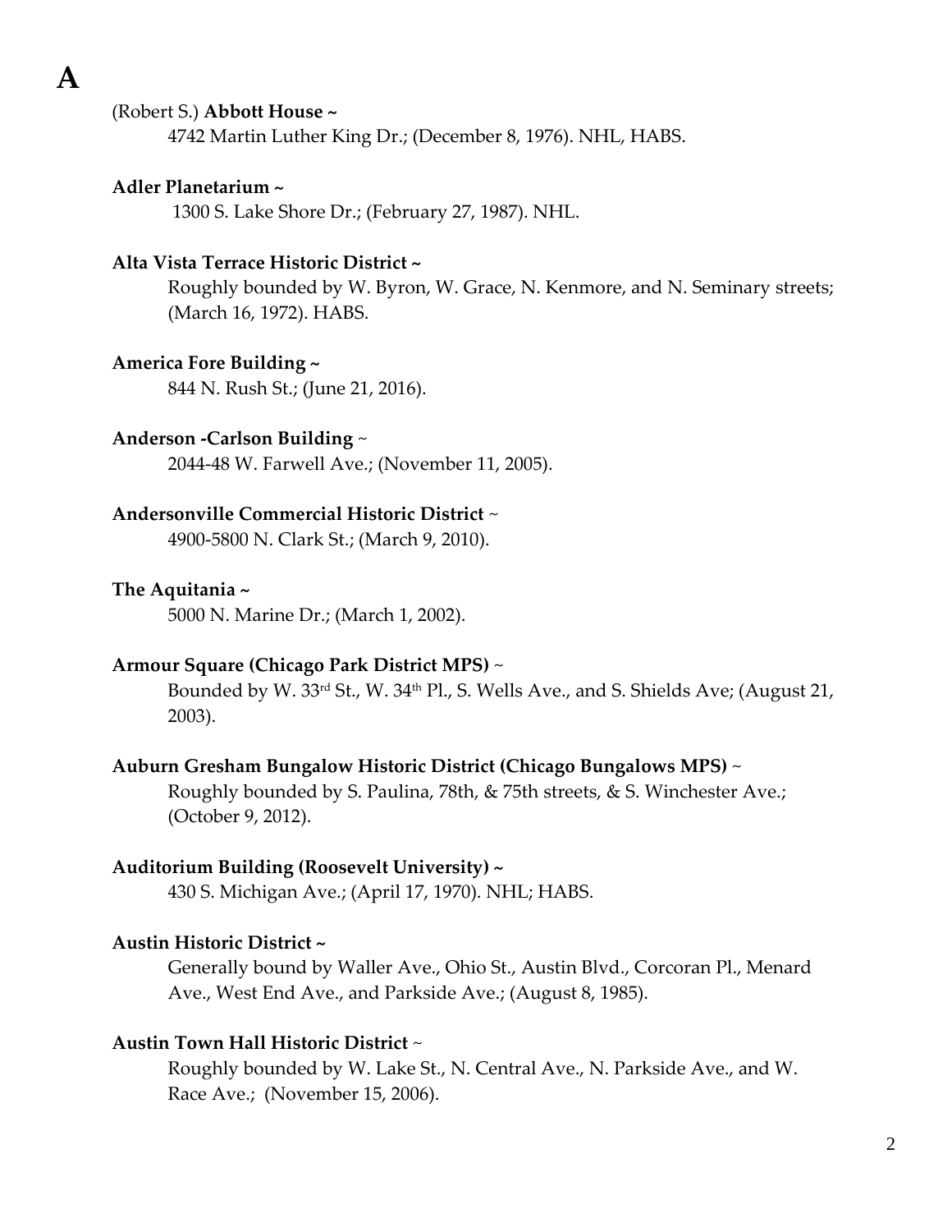# A

(Robert S.) **Abbott House ~**
4742 Martin Luther King Dr.; (December 8, 1976). NHL, HABS.

**Adler Planetarium ~**
1300 S. Lake Shore Dr.; (February 27, 1987). NHL.

**Alta Vista Terrace Historic District ~**
Roughly bounded by W. Byron, W. Grace, N. Kenmore, and N. Seminary streets; (March 16, 1972). HABS.

**America Fore Building ~**
844 N. Rush St.; (June 21, 2016).

**Anderson -Carlson Building** ~
2044-48 W. Farwell Ave.; (November 11, 2005).

**Andersonville Commercial Historic District** ~
4900-5800 N. Clark St.; (March 9, 2010).

**The Aquitania ~**
5000 N. Marine Dr.; (March 1, 2002).

**Armour Square (Chicago Park District MPS)** ~
Bounded by W. 33rd St., W. 34th Pl., S. Wells Ave., and S. Shields Ave; (August 21, 2003).

**Auburn Gresham Bungalow Historic District (Chicago Bungalows MPS)** ~
Roughly bounded by S. Paulina, 78th, & 75th streets, & S. Winchester Ave.; (October 9, 2012).

**Auditorium Building (Roosevelt University) ~**
430 S. Michigan Ave.; (April 17, 1970). NHL; HABS.

**Austin Historic District ~**
Generally bound by Waller Ave., Ohio St., Austin Blvd., Corcoran Pl., Menard Ave., West End Ave., and Parkside Ave.; (August 8, 1985).

**Austin Town Hall Historic District** ~
Roughly bounded by W. Lake St., N. Central Ave., N. Parkside Ave., and W. Race Ave.; (November 15, 2006).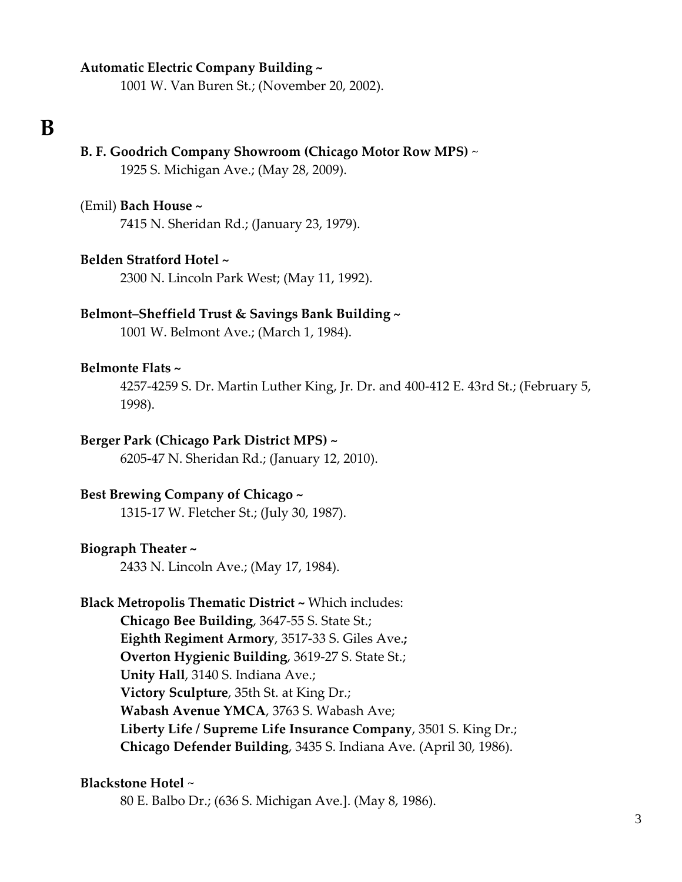**Automatic Electric Company Building ~**
1001 W. Van Buren St.; (November 20, 2002).

# B

**B. F. Goodrich Company Showroom (Chicago Motor Row MPS)** ~
1925 S. Michigan Ave.; (May 28, 2009).

(Emil) **Bach House ~**
7415 N. Sheridan Rd.; (January 23, 1979).

**Belden Stratford Hotel ~**
2300 N. Lincoln Park West; (May 11, 1992).

**Belmont–Sheffield Trust & Savings Bank Building ~**
1001 W. Belmont Ave.; (March 1, 1984).

**Belmonte Flats ~**
4257-4259 S. Dr. Martin Luther King, Jr. Dr. and 400-412 E. 43rd St.; (February 5, 1998).

**Berger Park (Chicago Park District MPS) ~**
6205-47 N. Sheridan Rd.; (January 12, 2010).

**Best Brewing Company of Chicago ~**
1315-17 W. Fletcher St.; (July 30, 1987).

**Biograph Theater ~**
2433 N. Lincoln Ave.; (May 17, 1984).

**Black Metropolis Thematic District ~** Which includes:
**Chicago Bee Building**, 3647-55 S. State St.;
**Eighth Regiment Armory**, 3517-33 S. Giles Ave.**;**
**Overton Hygienic Building**, 3619-27 S. State St.;
**Unity Hall**, 3140 S. Indiana Ave.;
**Victory Sculpture**, 35th St. at King Dr.;
**Wabash Avenue YMCA**, 3763 S. Wabash Ave;
**Liberty Life / Supreme Life Insurance Company**, 3501 S. King Dr.;
**Chicago Defender Building**, 3435 S. Indiana Ave. (April 30, 1986).

**Blackstone Hotel** ~
80 E. Balbo Dr.; (636 S. Michigan Ave.]. (May 8, 1986).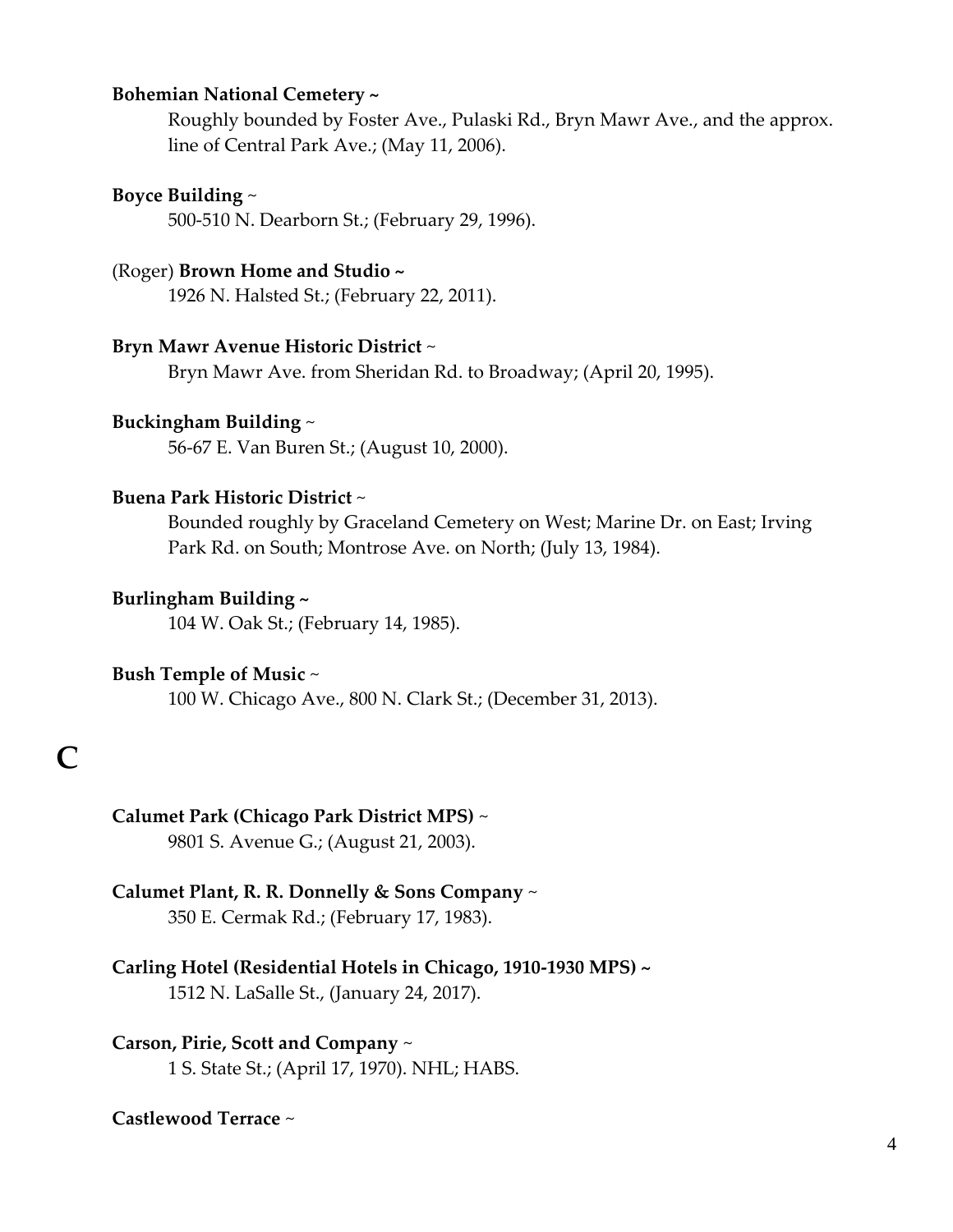**Bohemian National Cemetery ~**

Roughly bounded by Foster Ave., Pulaski Rd., Bryn Mawr Ave., and the approx. line of Central Park Ave.; (May 11, 2006).

**Boyce Building** ~

500-510 N. Dearborn St.; (February 29, 1996).

(Roger) **Brown Home and Studio ~**

1926 N. Halsted St.; (February 22, 2011).

**Bryn Mawr Avenue Historic District** ~

Bryn Mawr Ave. from Sheridan Rd. to Broadway; (April 20, 1995).

**Buckingham Building** ~

56-67 E. Van Buren St.; (August 10, 2000).

**Buena Park Historic District** ~

Bounded roughly by Graceland Cemetery on West; Marine Dr. on East; Irving Park Rd. on South; Montrose Ave. on North; (July 13, 1984).

**Burlingham Building ~**

104 W. Oak St.; (February 14, 1985).

**Bush Temple of Music** ~

100 W. Chicago Ave., 800 N. Clark St.; (December 31, 2013).

# C

**Calumet Park (Chicago Park District MPS)** ~

9801 S. Avenue G.; (August 21, 2003).

**Calumet Plant, R. R. Donnelly & Sons Company** ~

350 E. Cermak Rd.; (February 17, 1983).

**Carling Hotel (Residential Hotels in Chicago, 1910-1930 MPS) ~**

1512 N. LaSalle St., (January 24, 2017).

**Carson, Pirie, Scott and Company** ~

1 S. State St.; (April 17, 1970). NHL; HABS.

**Castlewood Terrace** ~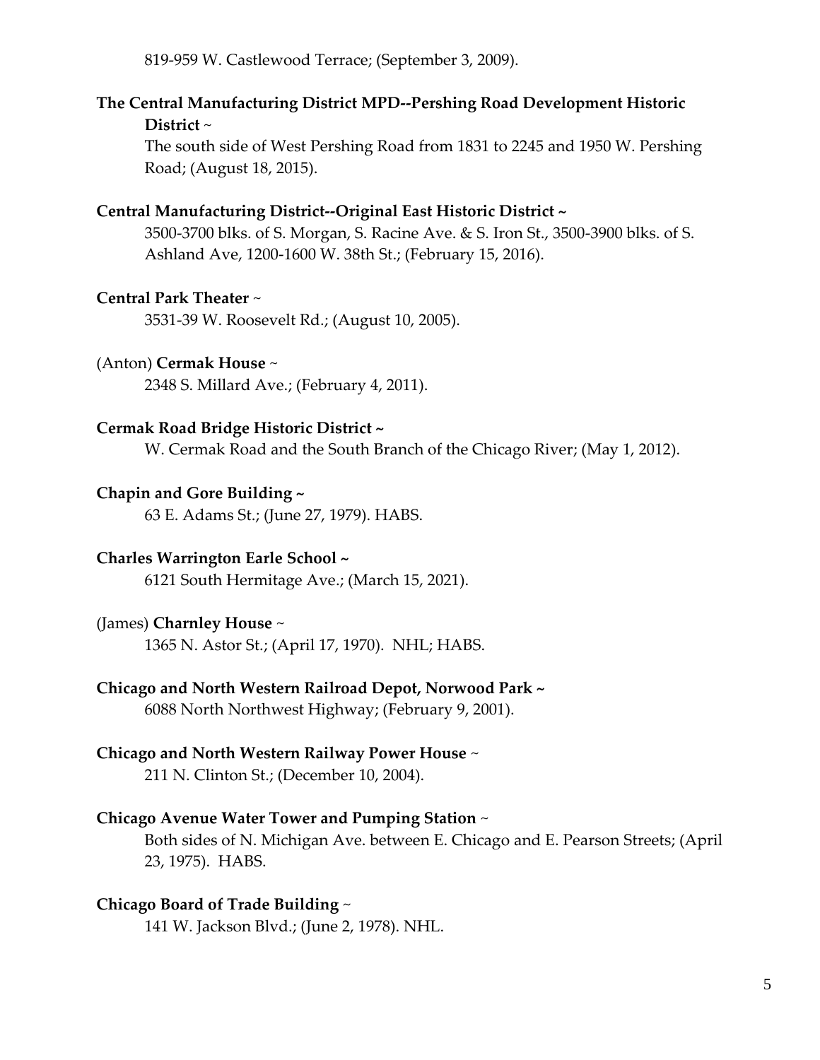819-959 W. Castlewood Terrace; (September 3, 2009).

**The Central Manufacturing District MPD--Pershing Road Development Historic District** ~
The south side of West Pershing Road from 1831 to 2245 and 1950 W. Pershing Road; (August 18, 2015).

**Central Manufacturing District--Original East Historic District ~**
3500-3700 blks. of S. Morgan, S. Racine Ave. & S. Iron St., 3500-3900 blks. of S. Ashland Ave, 1200-1600 W. 38th St.; (February 15, 2016).

**Central Park Theater** ~
3531-39 W. Roosevelt Rd.; (August 10, 2005).

(Anton) **Cermak House** ~
2348 S. Millard Ave.; (February 4, 2011).

**Cermak Road Bridge Historic District ~**
W. Cermak Road and the South Branch of the Chicago River; (May 1, 2012).

**Chapin and Gore Building ~**
63 E. Adams St.; (June 27, 1979). HABS.

**Charles Warrington Earle School ~**
6121 South Hermitage Ave.; (March 15, 2021).

(James) **Charnley House** ~
1365 N. Astor St.; (April 17, 1970). NHL; HABS.

**Chicago and North Western Railroad Depot, Norwood Park ~**
6088 North Northwest Highway; (February 9, 2001).

**Chicago and North Western Railway Power House** ~
211 N. Clinton St.; (December 10, 2004).

**Chicago Avenue Water Tower and Pumping Station** ~
Both sides of N. Michigan Ave. between E. Chicago and E. Pearson Streets; (April 23, 1975). HABS.

**Chicago Board of Trade Building** ~
141 W. Jackson Blvd.; (June 2, 1978). NHL.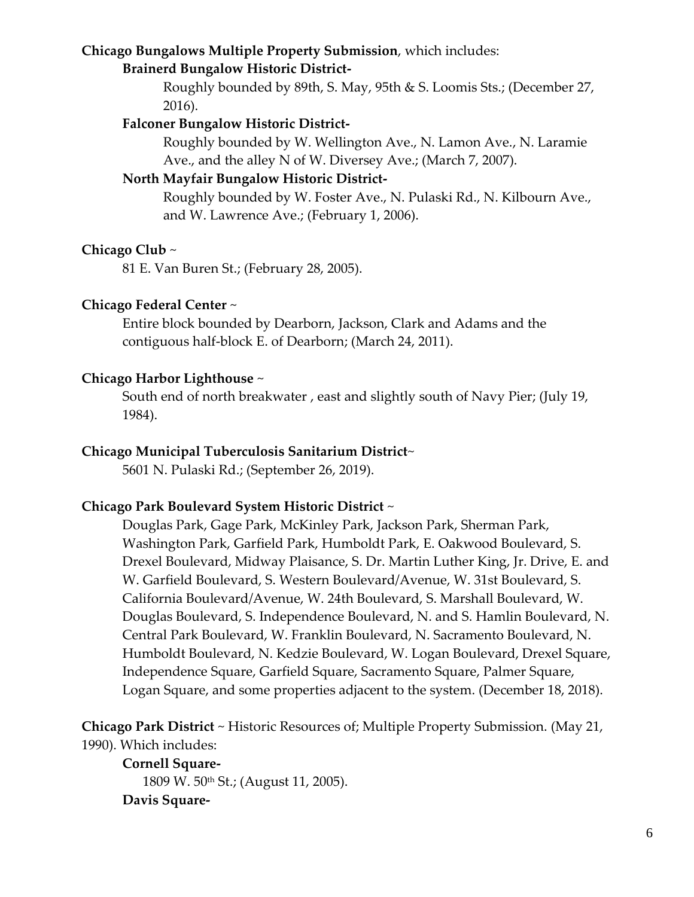**Chicago Bungalows Multiple Property Submission**, which includes:

**Brainerd Bungalow Historic District-**

Roughly bounded by 89th, S. May, 95th & S. Loomis Sts.; (December 27, 2016).

**Falconer Bungalow Historic District-**

Roughly bounded by W. Wellington Ave., N. Lamon Ave., N. Laramie Ave., and the alley N of W. Diversey Ave.; (March 7, 2007).

**North Mayfair Bungalow Historic District-**

Roughly bounded by W. Foster Ave., N. Pulaski Rd., N. Kilbourn Ave., and W. Lawrence Ave.; (February 1, 2006).

**Chicago Club** ~

81 E. Van Buren St.; (February 28, 2005).

**Chicago Federal Center** ~

Entire block bounded by Dearborn, Jackson, Clark and Adams and the contiguous half-block E. of Dearborn; (March 24, 2011).

**Chicago Harbor Lighthouse** ~

South end of north breakwater , east and slightly south of Navy Pier; (July 19, 1984).

**Chicago Municipal Tuberculosis Sanitarium District**~

5601 N. Pulaski Rd.; (September 26, 2019).

**Chicago Park Boulevard System Historic District** ~

Douglas Park, Gage Park, McKinley Park, Jackson Park, Sherman Park, Washington Park, Garfield Park, Humboldt Park, E. Oakwood Boulevard, S. Drexel Boulevard, Midway Plaisance, S. Dr. Martin Luther King, Jr. Drive, E. and W. Garfield Boulevard, S. Western Boulevard/Avenue, W. 31st Boulevard, S. California Boulevard/Avenue, W. 24th Boulevard, S. Marshall Boulevard, W. Douglas Boulevard, S. Independence Boulevard, N. and S. Hamlin Boulevard, N. Central Park Boulevard, W. Franklin Boulevard, N. Sacramento Boulevard, N. Humboldt Boulevard, N. Kedzie Boulevard, W. Logan Boulevard, Drexel Square, Independence Square, Garfield Square, Sacramento Square, Palmer Square, Logan Square, and some properties adjacent to the system. (December 18, 2018).

**Chicago Park District** ~ Historic Resources of; Multiple Property Submission. (May 21, 1990). Which includes:

**Cornell Square-**

1809 W. 50th St.; (August 11, 2005).

**Davis Square-**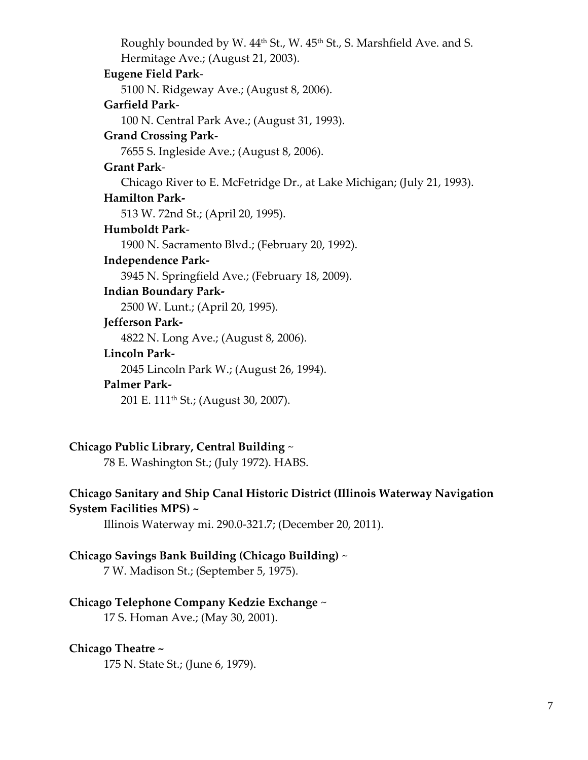Roughly bounded by W. 44th St., W. 45th St., S. Marshfield Ave. and S. Hermitage Ave.; (August 21, 2003).

**Eugene Field Park**-
5100 N. Ridgeway Ave.; (August 8, 2006).

**Garfield Park**-
100 N. Central Park Ave.; (August 31, 1993).

**Grand Crossing Park-**
7655 S. Ingleside Ave.; (August 8, 2006).

**Grant Park**-
Chicago River to E. McFetridge Dr., at Lake Michigan; (July 21, 1993).

**Hamilton Park-**
513 W. 72nd St.; (April 20, 1995).

**Humboldt Park**-
1900 N. Sacramento Blvd.; (February 20, 1992).

**Independence Park-**
3945 N. Springfield Ave.; (February 18, 2009).

**Indian Boundary Park-**
2500 W. Lunt.; (April 20, 1995).

**Jefferson Park-**
4822 N. Long Ave.; (August 8, 2006).

**Lincoln Park-**
2045 Lincoln Park W.; (August 26, 1994).

**Palmer Park-**
201 E. 111th St.; (August 30, 2007).

**Chicago Public Library, Central Building** ~
78 E. Washington St.; (July 1972). HABS.

**Chicago Sanitary and Ship Canal Historic District (Illinois Waterway Navigation System Facilities MPS) ~**
Illinois Waterway mi. 290.0-321.7; (December 20, 2011).

**Chicago Savings Bank Building (Chicago Building)** ~
7 W. Madison St.; (September 5, 1975).

**Chicago Telephone Company Kedzie Exchange** ~
17 S. Homan Ave.; (May 30, 2001).

**Chicago Theatre ~**
175 N. State St.; (June 6, 1979).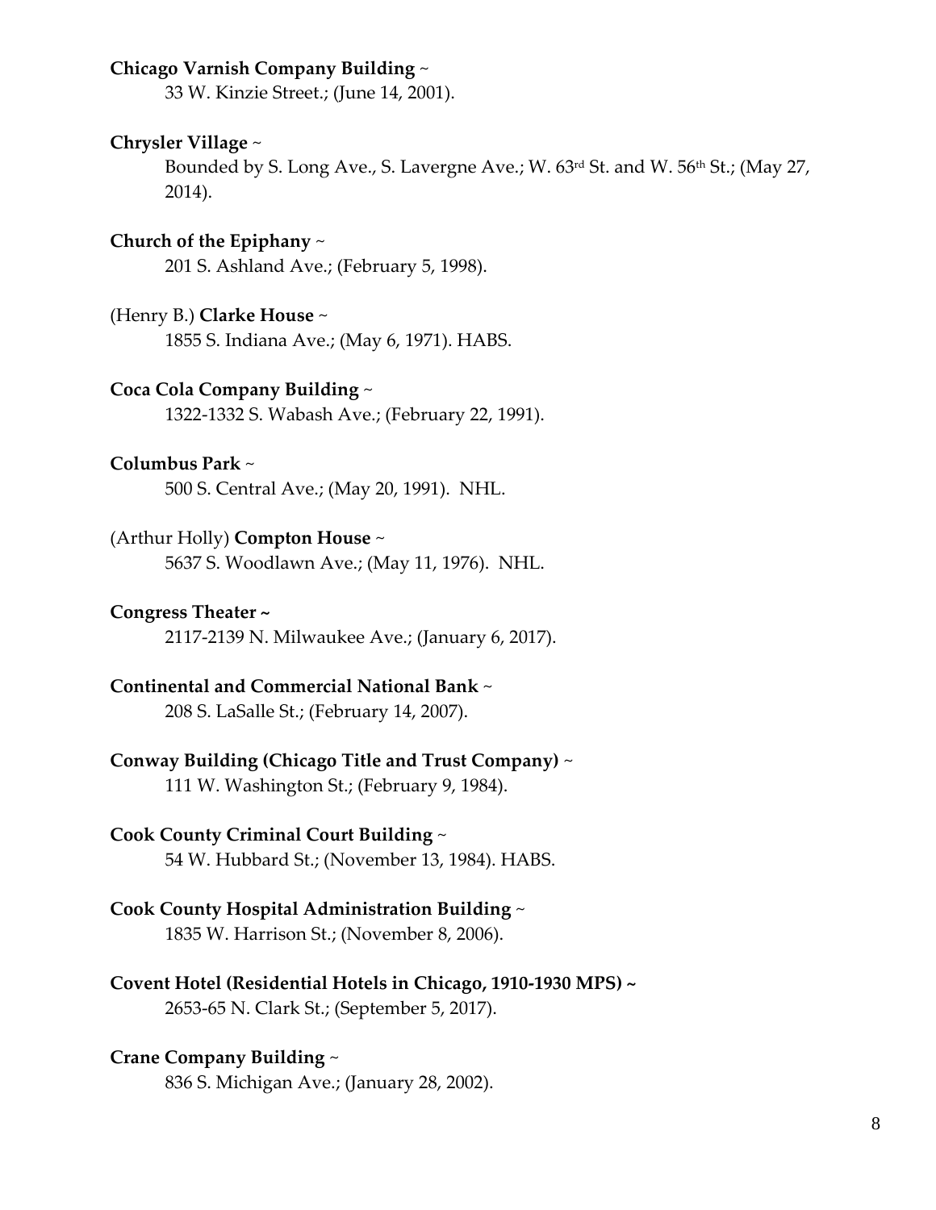**Chicago Varnish Company Building** ~
33 W. Kinzie Street.; (June 14, 2001).

**Chrysler Village** ~
Bounded by S. Long Ave., S. Lavergne Ave.; W. 63rd St. and W. 56th St.; (May 27, 2014).

**Church of the Epiphany** ~
201 S. Ashland Ave.; (February 5, 1998).

(Henry B.) **Clarke House** ~
1855 S. Indiana Ave.; (May 6, 1971). HABS.

**Coca Cola Company Building** ~
1322-1332 S. Wabash Ave.; (February 22, 1991).

**Columbus Park** ~
500 S. Central Ave.; (May 20, 1991). NHL.

(Arthur Holly) **Compton House** ~
5637 S. Woodlawn Ave.; (May 11, 1976). NHL.

**Congress Theater ~**
2117-2139 N. Milwaukee Ave.; (January 6, 2017).

**Continental and Commercial National Bank** ~
208 S. LaSalle St.; (February 14, 2007).

**Conway Building (Chicago Title and Trust Company)** ~
111 W. Washington St.; (February 9, 1984).

**Cook County Criminal Court Building** ~
54 W. Hubbard St.; (November 13, 1984). HABS.

**Cook County Hospital Administration Building** ~
1835 W. Harrison St.; (November 8, 2006).

**Covent Hotel (Residential Hotels in Chicago, 1910-1930 MPS) ~**
2653-65 N. Clark St.; (September 5, 2017).

**Crane Company Building** ~
836 S. Michigan Ave.; (January 28, 2002).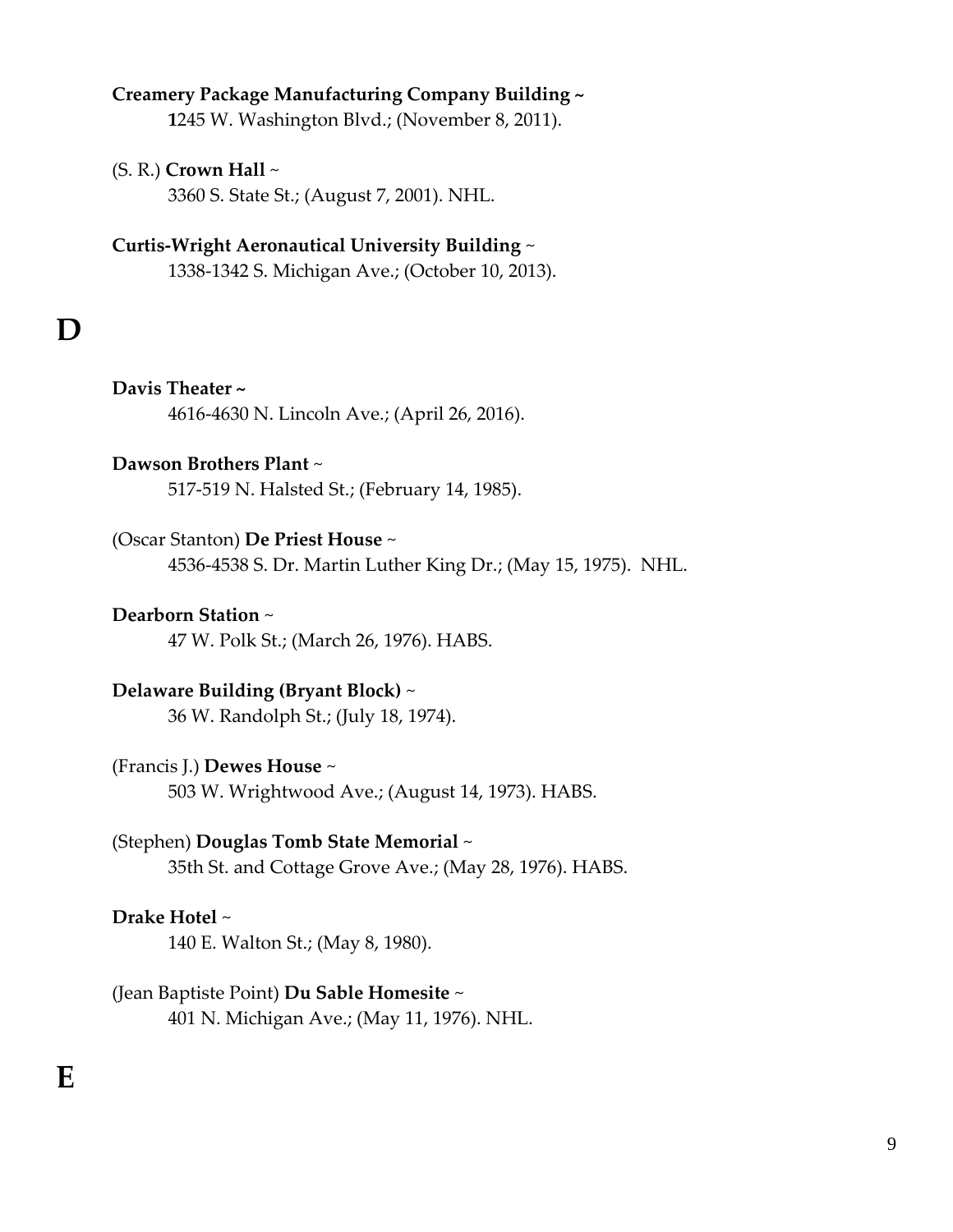**Creamery Package Manufacturing Company Building ~**
1245 W. Washington Blvd.; (November 8, 2011).

(S. R.) **Crown Hall** ~
3360 S. State St.; (August 7, 2001). NHL.

**Curtis-Wright Aeronautical University Building** ~
1338-1342 S. Michigan Ave.; (October 10, 2013).

# D

**Davis Theater ~**
4616-4630 N. Lincoln Ave.; (April 26, 2016).

**Dawson Brothers Plant** ~
517-519 N. Halsted St.; (February 14, 1985).

(Oscar Stanton) **De Priest House** ~
4536-4538 S. Dr. Martin Luther King Dr.; (May 15, 1975). NHL.

**Dearborn Station** ~
47 W. Polk St.; (March 26, 1976). HABS.

**Delaware Building (Bryant Block)** ~
36 W. Randolph St.; (July 18, 1974).

(Francis J.) **Dewes House** ~
503 W. Wrightwood Ave.; (August 14, 1973). HABS.

(Stephen) **Douglas Tomb State Memorial** ~
35th St. and Cottage Grove Ave.; (May 28, 1976). HABS.

**Drake Hotel** ~
140 E. Walton St.; (May 8, 1980).

(Jean Baptiste Point) **Du Sable Homesite** ~
401 N. Michigan Ave.; (May 11, 1976). NHL.

# E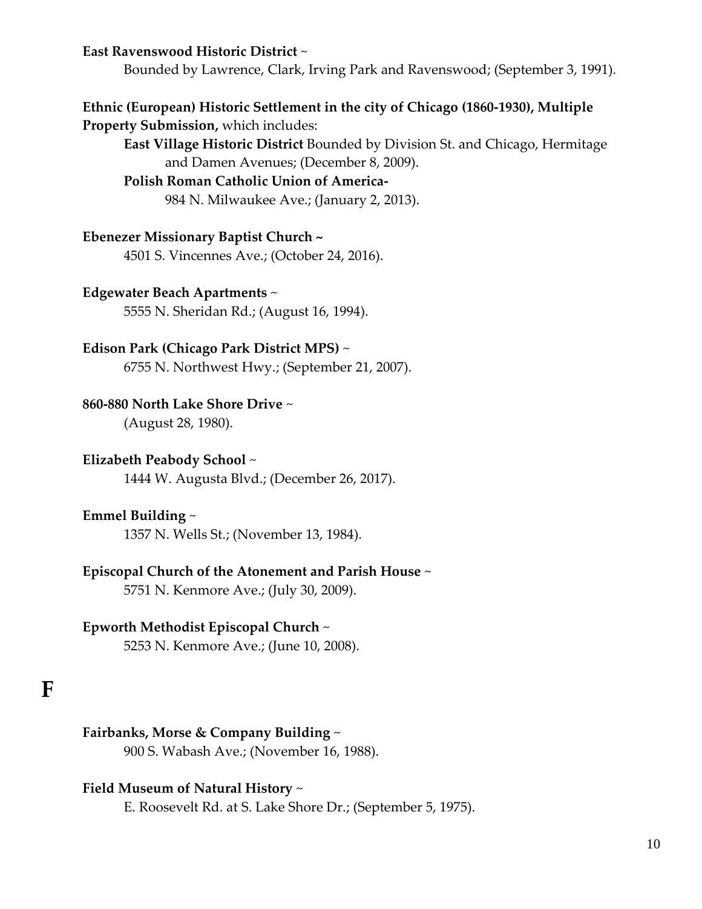**East Ravenswood Historic District** ~
Bounded by Lawrence, Clark, Irving Park and Ravenswood; (September 3, 1991).

**Ethnic (European) Historic Settlement in the city of Chicago (1860-1930), Multiple Property Submission,** which includes:

**East Village Historic District** Bounded by Division St. and Chicago, Hermitage and Damen Avenues; (December 8, 2009).

**Polish Roman Catholic Union of America-**
984 N. Milwaukee Ave.; (January 2, 2013).

**Ebenezer Missionary Baptist Church ~**
4501 S. Vincennes Ave.; (October 24, 2016).

**Edgewater Beach Apartments** ~
5555 N. Sheridan Rd.; (August 16, 1994).

**Edison Park (Chicago Park District MPS)** ~
6755 N. Northwest Hwy.; (September 21, 2007).

**860-880 North Lake Shore Drive** ~
(August 28, 1980).

**Elizabeth Peabody School** ~
1444 W. Augusta Blvd.; (December 26, 2017).

**Emmel Building** ~
1357 N. Wells St.; (November 13, 1984).

**Episcopal Church of the Atonement and Parish House** ~
5751 N. Kenmore Ave.; (July 30, 2009).

**Epworth Methodist Episcopal Church** ~
5253 N. Kenmore Ave.; (June 10, 2008).

# F

**Fairbanks, Morse & Company Building** ~
900 S. Wabash Ave.; (November 16, 1988).

**Field Museum of Natural History** ~
E. Roosevelt Rd. at S. Lake Shore Dr.; (September 5, 1975).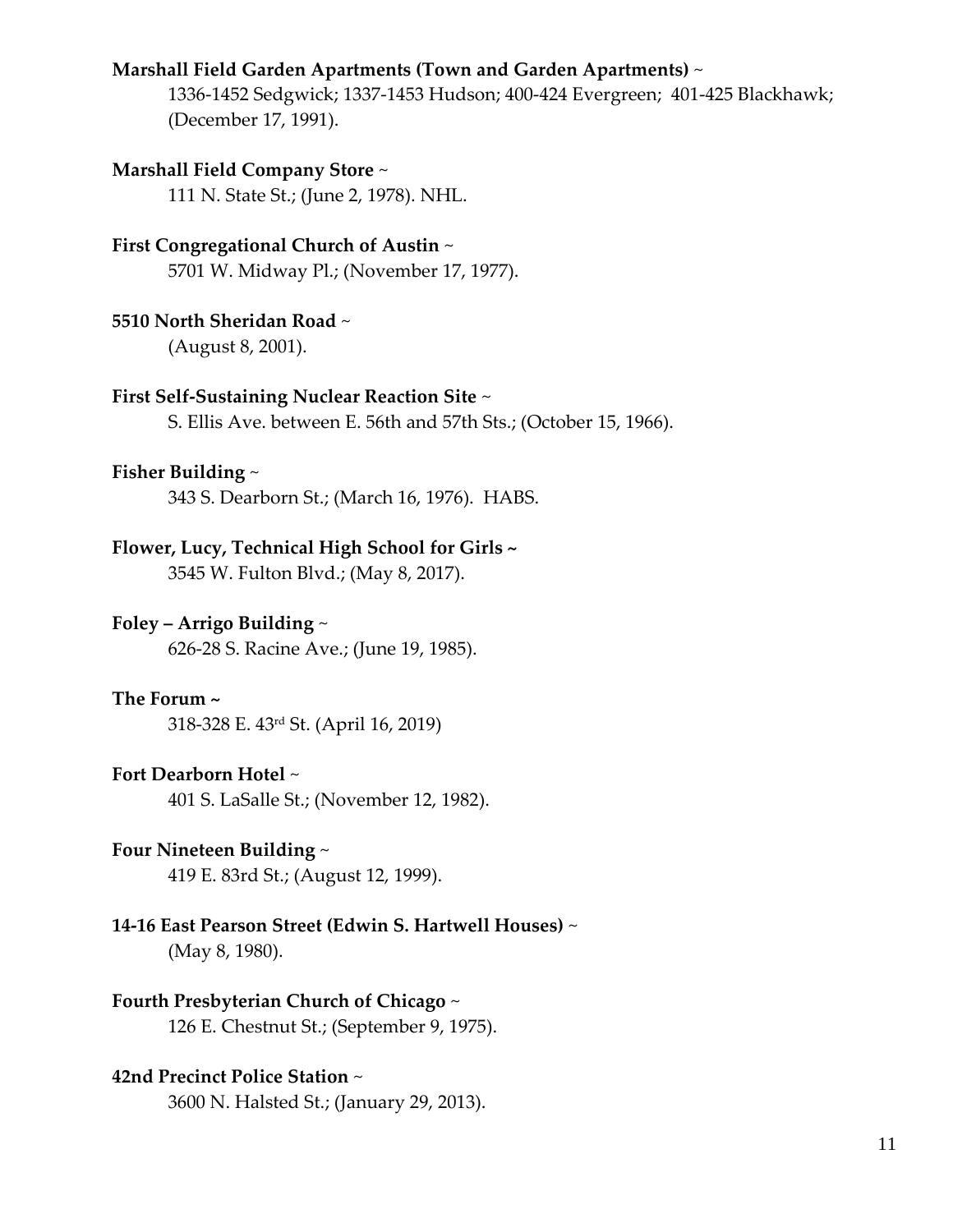**Marshall Field Garden Apartments (Town and Garden Apartments)** ~
1336-1452 Sedgwick; 1337-1453 Hudson; 400-424 Evergreen; 401-425 Blackhawk; (December 17, 1991).

**Marshall Field Company Store** ~
111 N. State St.; (June 2, 1978). NHL.

**First Congregational Church of Austin** ~
5701 W. Midway Pl.; (November 17, 1977).

**5510 North Sheridan Road** ~
(August 8, 2001).

**First Self-Sustaining Nuclear Reaction Site** ~
S. Ellis Ave. between E. 56th and 57th Sts.; (October 15, 1966).

**Fisher Building** ~
343 S. Dearborn St.; (March 16, 1976). HABS.

**Flower, Lucy, Technical High School for Girls ~**
3545 W. Fulton Blvd.; (May 8, 2017).

**Foley – Arrigo Building** ~
626-28 S. Racine Ave.; (June 19, 1985).

**The Forum ~**
318-328 E. 43rd St. (April 16, 2019)

**Fort Dearborn Hotel** ~
401 S. LaSalle St.; (November 12, 1982).

**Four Nineteen Building** ~
419 E. 83rd St.; (August 12, 1999).

**14-16 East Pearson Street (Edwin S. Hartwell Houses)** ~
(May 8, 1980).

**Fourth Presbyterian Church of Chicago** ~
126 E. Chestnut St.; (September 9, 1975).

**42nd Precinct Police Station** ~
3600 N. Halsted St.; (January 29, 2013).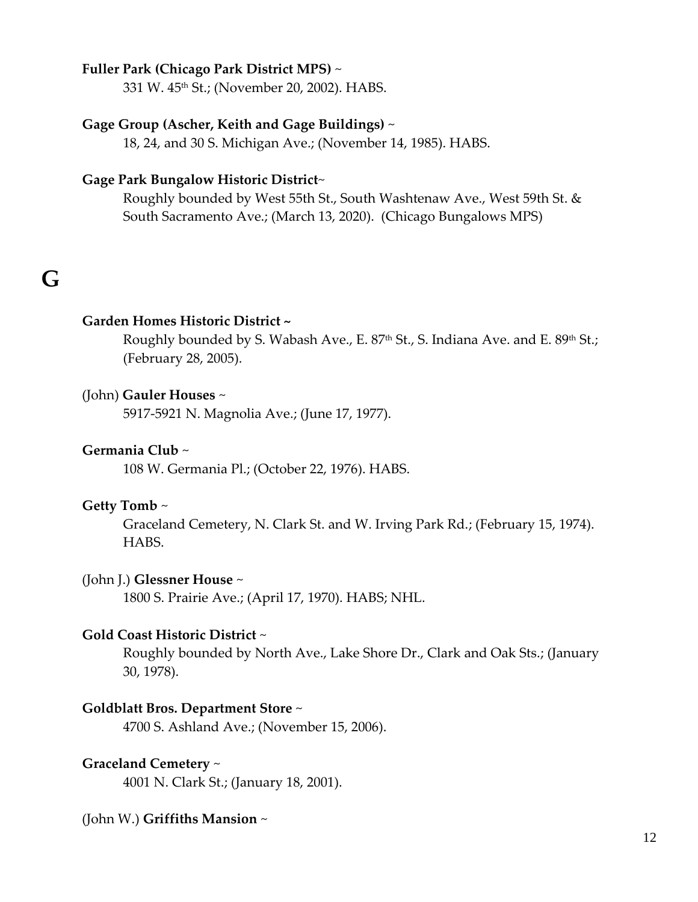**Fuller Park (Chicago Park District MPS)** ~

331 W. 45th St.; (November 20, 2002). HABS.

**Gage Group (Ascher, Keith and Gage Buildings)** ~

18, 24, and 30 S. Michigan Ave.; (November 14, 1985). HABS.

**Gage Park Bungalow Historic District**~

Roughly bounded by West 55th St., South Washtenaw Ave., West 59th St. & South Sacramento Ave.; (March 13, 2020). (Chicago Bungalows MPS)

# G

**Garden Homes Historic District ~**

Roughly bounded by S. Wabash Ave., E. 87th St., S. Indiana Ave. and E. 89th St.; (February 28, 2005).

(John) **Gauler Houses** ~

5917-5921 N. Magnolia Ave.; (June 17, 1977).

**Germania Club** ~

108 W. Germania Pl.; (October 22, 1976). HABS.

**Getty Tomb** ~

Graceland Cemetery, N. Clark St. and W. Irving Park Rd.; (February 15, 1974). HABS.

(John J.) **Glessner House** ~

1800 S. Prairie Ave.; (April 17, 1970). HABS; NHL.

**Gold Coast Historic District** ~

Roughly bounded by North Ave., Lake Shore Dr., Clark and Oak Sts.; (January 30, 1978).

**Goldblatt Bros. Department Store** ~

4700 S. Ashland Ave.; (November 15, 2006).

**Graceland Cemetery** ~

4001 N. Clark St.; (January 18, 2001).

(John W.) **Griffiths Mansion** ~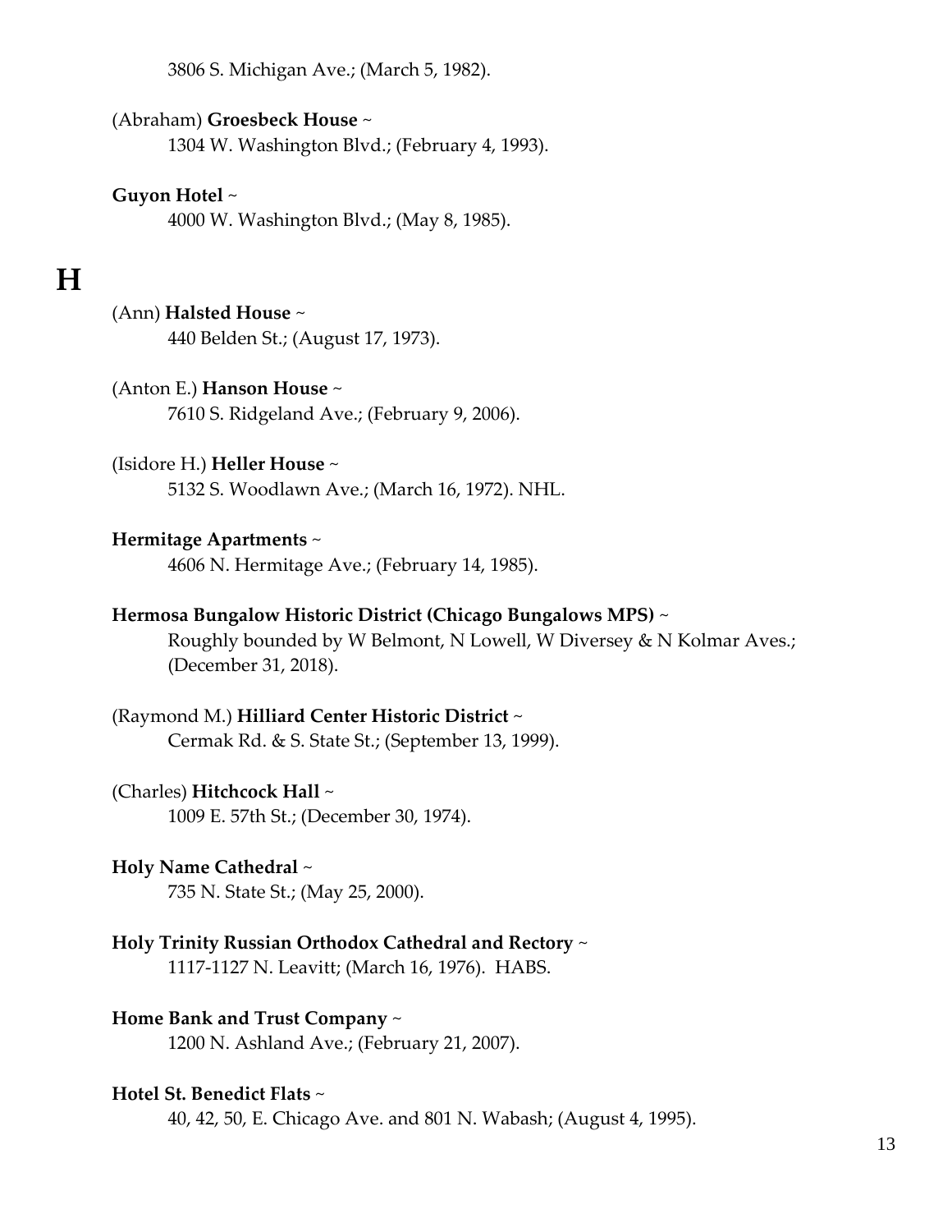3806 S. Michigan Ave.; (March 5, 1982).

(Abraham) **Groesbeck House** ~
1304 W. Washington Blvd.; (February 4, 1993).

**Guyon Hotel** ~
4000 W. Washington Blvd.; (May 8, 1985).

# H

(Ann) **Halsted House** ~
440 Belden St.; (August 17, 1973).

(Anton E.) **Hanson House** ~
7610 S. Ridgeland Ave.; (February 9, 2006).

(Isidore H.) **Heller House** ~
5132 S. Woodlawn Ave.; (March 16, 1972). NHL.

**Hermitage Apartments** ~
4606 N. Hermitage Ave.; (February 14, 1985).

**Hermosa Bungalow Historic District (Chicago Bungalows MPS)** ~
Roughly bounded by W Belmont, N Lowell, W Diversey & N Kolmar Aves.; (December 31, 2018).

(Raymond M.) **Hilliard Center Historic District** ~
Cermak Rd. & S. State St.; (September 13, 1999).

(Charles) **Hitchcock Hall** ~
1009 E. 57th St.; (December 30, 1974).

**Holy Name Cathedral** ~
735 N. State St.; (May 25, 2000).

**Holy Trinity Russian Orthodox Cathedral and Rectory** ~
1117-1127 N. Leavitt; (March 16, 1976). HABS.

**Home Bank and Trust Company** ~
1200 N. Ashland Ave.; (February 21, 2007).

**Hotel St. Benedict Flats** ~
40, 42, 50, E. Chicago Ave. and 801 N. Wabash; (August 4, 1995).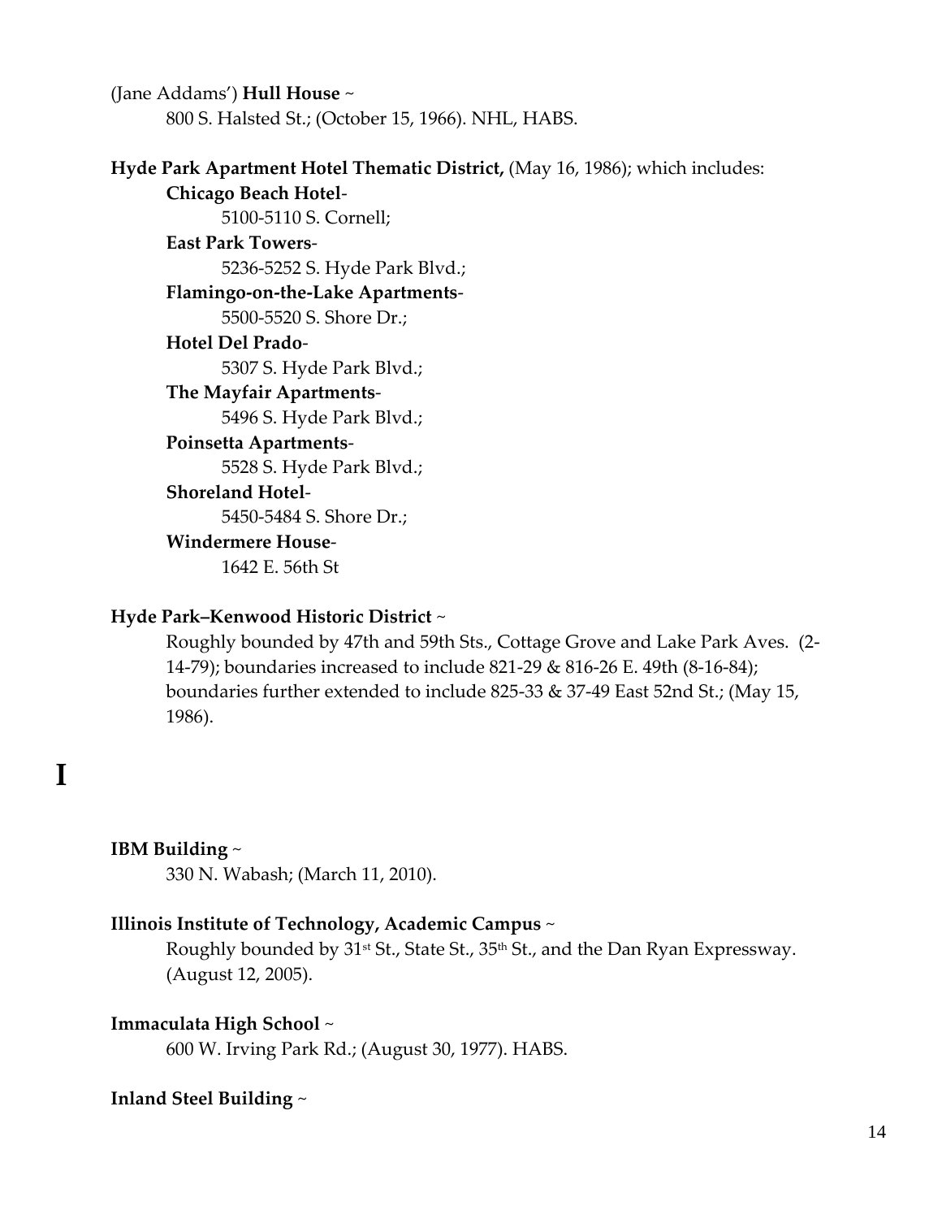(Jane Addams') **Hull House** ~

800 S. Halsted St.; (October 15, 1966). NHL, HABS.

**Hyde Park Apartment Hotel Thematic District,** (May 16, 1986); which includes:

**Chicago Beach Hotel**-
5100-5110 S. Cornell;

**East Park Towers**-
5236-5252 S. Hyde Park Blvd.;

**Flamingo-on-the-Lake Apartments**-
5500-5520 S. Shore Dr.;

**Hotel Del Prado**-
5307 S. Hyde Park Blvd.;

**The Mayfair Apartments**-
5496 S. Hyde Park Blvd.;

**Poinsetta Apartments**-
5528 S. Hyde Park Blvd.;

**Shoreland Hotel**-
5450-5484 S. Shore Dr.;

**Windermere House**-
1642 E. 56th St

**Hyde Park–Kenwood Historic District** ~

Roughly bounded by 47th and 59th Sts., Cottage Grove and Lake Park Aves. (2-14-79); boundaries increased to include 821-29 & 816-26 E. 49th (8-16-84); boundaries further extended to include 825-33 & 37-49 East 52nd St.; (May 15, 1986).

# I

**IBM Building** ~

330 N. Wabash; (March 11, 2010).

**Illinois Institute of Technology, Academic Campus** ~

Roughly bounded by 31st St., State St., 35th St., and the Dan Ryan Expressway. (August 12, 2005).

**Immaculata High School** ~

600 W. Irving Park Rd.; (August 30, 1977). HABS.

**Inland Steel Building** ~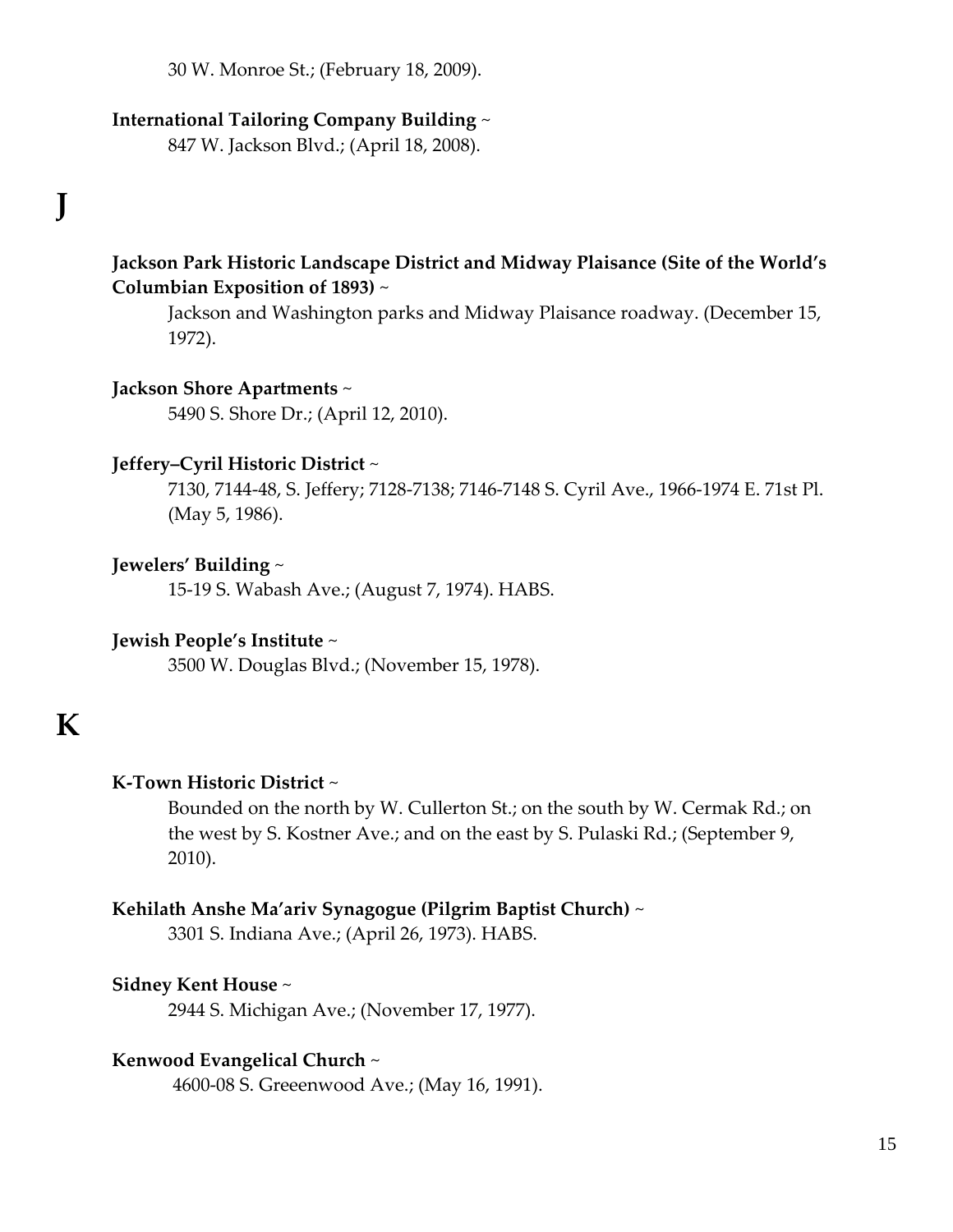30 W. Monroe St.; (February 18, 2009).

**International Tailoring Company Building** ~
847 W. Jackson Blvd.; (April 18, 2008).

# J

**Jackson Park Historic Landscape District and Midway Plaisance (Site of the World's Columbian Exposition of 1893)** ~
Jackson and Washington parks and Midway Plaisance roadway. (December 15, 1972).

**Jackson Shore Apartments** ~
5490 S. Shore Dr.; (April 12, 2010).

**Jeffery–Cyril Historic District** ~
7130, 7144-48, S. Jeffery; 7128-7138; 7146-7148 S. Cyril Ave., 1966-1974 E. 71st Pl. (May 5, 1986).

**Jewelers' Building** ~
15-19 S. Wabash Ave.; (August 7, 1974). HABS.

**Jewish People's Institute** ~
3500 W. Douglas Blvd.; (November 15, 1978).

# K

**K-Town Historic District** ~
Bounded on the north by W. Cullerton St.; on the south by W. Cermak Rd.; on the west by S. Kostner Ave.; and on the east by S. Pulaski Rd.; (September 9, 2010).

**Kehilath Anshe Ma'ariv Synagogue (Pilgrim Baptist Church)** ~
3301 S. Indiana Ave.; (April 26, 1973). HABS.

**Sidney Kent House** ~
2944 S. Michigan Ave.; (November 17, 1977).

**Kenwood Evangelical Church** ~
4600-08 S. Greeenwood Ave.; (May 16, 1991).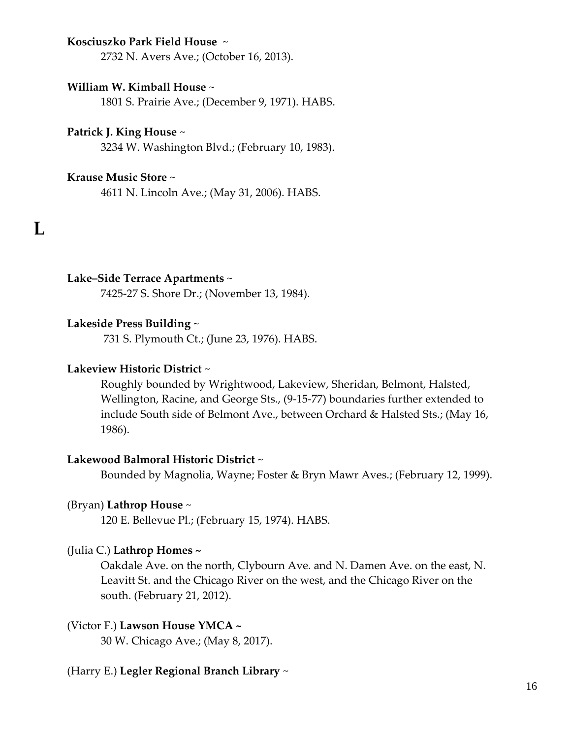**Kosciuszko Park Field House** ~

2732 N. Avers Ave.; (October 16, 2013).

**William W. Kimball House** ~

1801 S. Prairie Ave.; (December 9, 1971). HABS.

**Patrick J. King House** ~

3234 W. Washington Blvd.; (February 10, 1983).

**Krause Music Store** ~

4611 N. Lincoln Ave.; (May 31, 2006). HABS.

# L

**Lake–Side Terrace Apartments** ~

7425-27 S. Shore Dr.; (November 13, 1984).

**Lakeside Press Building** ~

731 S. Plymouth Ct.; (June 23, 1976). HABS.

**Lakeview Historic District** ~

Roughly bounded by Wrightwood, Lakeview, Sheridan, Belmont, Halsted, Wellington, Racine, and George Sts., (9-15-77) boundaries further extended to include South side of Belmont Ave., between Orchard & Halsted Sts.; (May 16, 1986).

**Lakewood Balmoral Historic District** ~

Bounded by Magnolia, Wayne; Foster & Bryn Mawr Aves.; (February 12, 1999).

(Bryan) **Lathrop House** ~

120 E. Bellevue Pl.; (February 15, 1974). HABS.

(Julia C.) **Lathrop Homes ~**

Oakdale Ave. on the north, Clybourn Ave. and N. Damen Ave. on the east, N. Leavitt St. and the Chicago River on the west, and the Chicago River on the south. (February 21, 2012).

(Victor F.) **Lawson House YMCA ~**

30 W. Chicago Ave.; (May 8, 2017).

(Harry E.) **Legler Regional Branch Library** ~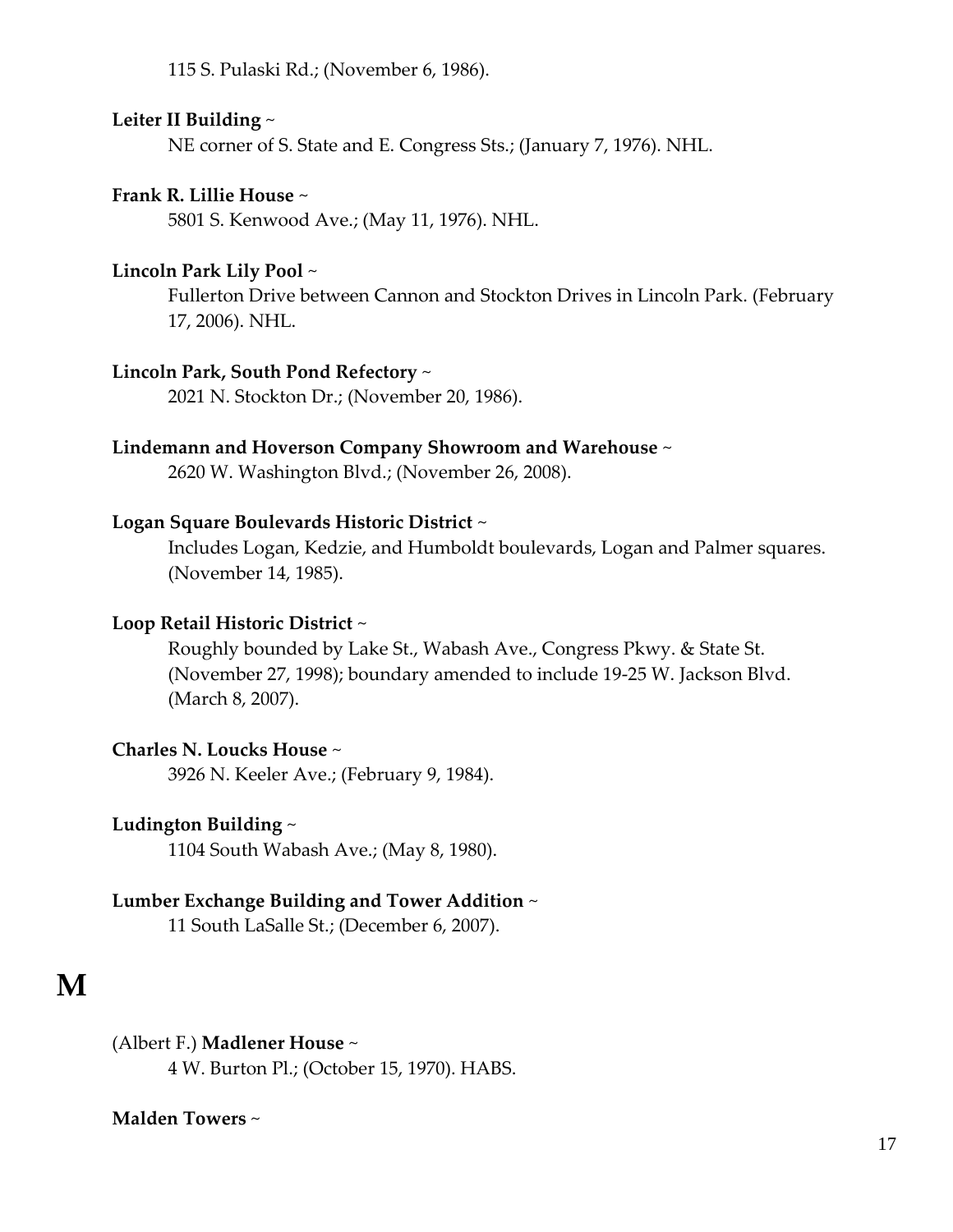115 S. Pulaski Rd.; (November 6, 1986).

**Leiter II Building** ~
NE corner of S. State and E. Congress Sts.; (January 7, 1976). NHL.

**Frank R. Lillie House** ~
5801 S. Kenwood Ave.; (May 11, 1976). NHL.

**Lincoln Park Lily Pool** ~
Fullerton Drive between Cannon and Stockton Drives in Lincoln Park. (February 17, 2006). NHL.

**Lincoln Park, South Pond Refectory** ~
2021 N. Stockton Dr.; (November 20, 1986).

**Lindemann and Hoverson Company Showroom and Warehouse** ~
2620 W. Washington Blvd.; (November 26, 2008).

**Logan Square Boulevards Historic District** ~
Includes Logan, Kedzie, and Humboldt boulevards, Logan and Palmer squares. (November 14, 1985).

**Loop Retail Historic District** ~
Roughly bounded by Lake St., Wabash Ave., Congress Pkwy. & State St. (November 27, 1998); boundary amended to include 19-25 W. Jackson Blvd. (March 8, 2007).

**Charles N. Loucks House** ~
3926 N. Keeler Ave.; (February 9, 1984).

**Ludington Building** ~
1104 South Wabash Ave.; (May 8, 1980).

**Lumber Exchange Building and Tower Addition** ~
11 South LaSalle St.; (December 6, 2007).

# M

(Albert F.) **Madlener House** ~
4 W. Burton Pl.; (October 15, 1970). HABS.

**Malden Towers** ~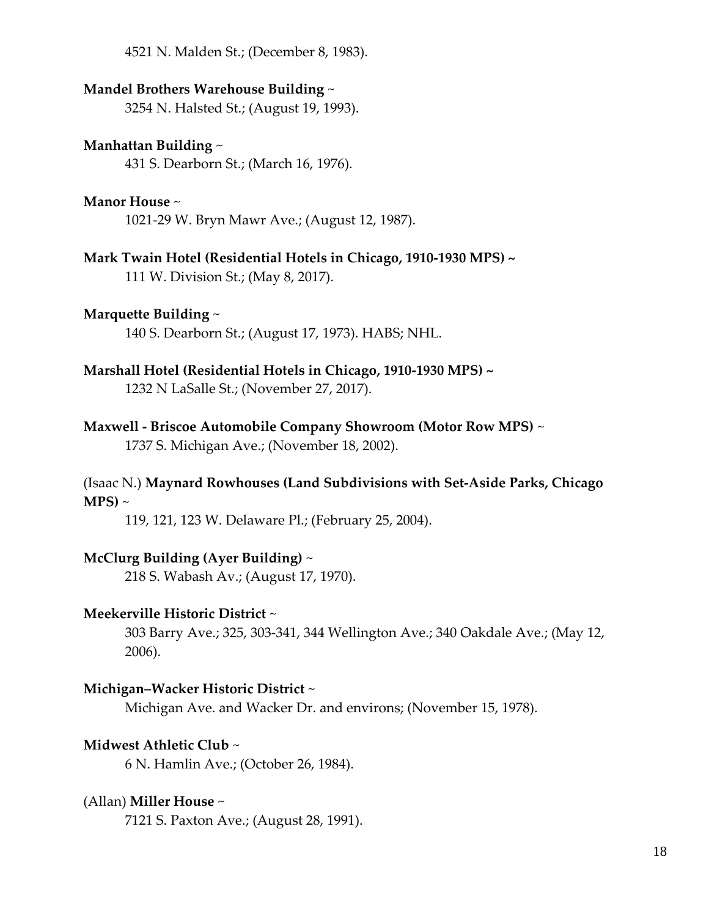4521 N. Malden St.; (December 8, 1983).

**Mandel Brothers Warehouse Building** ~
3254 N. Halsted St.; (August 19, 1993).

**Manhattan Building** ~
431 S. Dearborn St.; (March 16, 1976).

**Manor House** ~
1021-29 W. Bryn Mawr Ave.; (August 12, 1987).

**Mark Twain Hotel (Residential Hotels in Chicago, 1910-1930 MPS) ~**
111 W. Division St.; (May 8, 2017).

**Marquette Building** ~
140 S. Dearborn St.; (August 17, 1973). HABS; NHL.

**Marshall Hotel (Residential Hotels in Chicago, 1910-1930 MPS) ~**
1232 N LaSalle St.; (November 27, 2017).

**Maxwell - Briscoe Automobile Company Showroom (Motor Row MPS)** ~
1737 S. Michigan Ave.; (November 18, 2002).

(Isaac N.) **Maynard Rowhouses (Land Subdivisions with Set-Aside Parks, Chicago MPS)** ~
119, 121, 123 W. Delaware Pl.; (February 25, 2004).

**McClurg Building (Ayer Building)** ~
218 S. Wabash Av.; (August 17, 1970).

**Meekerville Historic District** ~
303 Barry Ave.; 325, 303-341, 344 Wellington Ave.; 340 Oakdale Ave.; (May 12, 2006).

**Michigan–Wacker Historic District** ~
Michigan Ave. and Wacker Dr. and environs; (November 15, 1978).

**Midwest Athletic Club** ~
6 N. Hamlin Ave.; (October 26, 1984).

(Allan) **Miller House** ~
7121 S. Paxton Ave.; (August 28, 1991).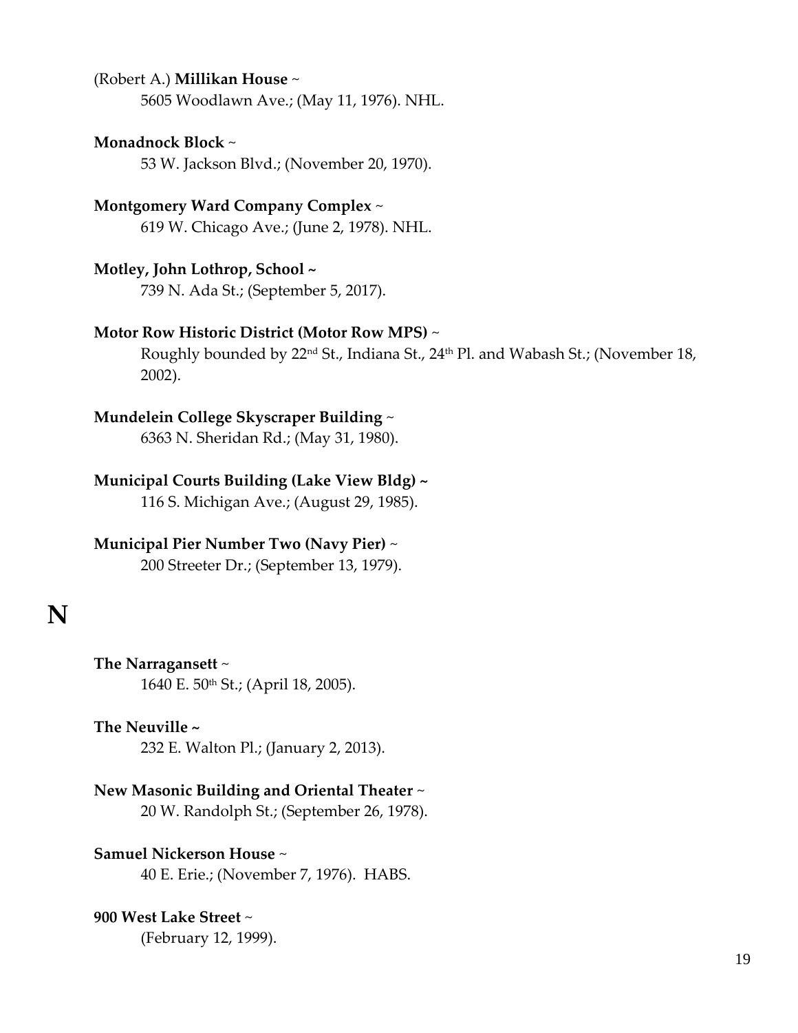(Robert A.) **Millikan House** ~
5605 Woodlawn Ave.; (May 11, 1976). NHL.

**Monadnock Block** ~
53 W. Jackson Blvd.; (November 20, 1970).

**Montgomery Ward Company Complex** ~
619 W. Chicago Ave.; (June 2, 1978). NHL.

**Motley, John Lothrop, School ~**
739 N. Ada St.; (September 5, 2017).

**Motor Row Historic District (Motor Row MPS)** ~
Roughly bounded by 22nd St., Indiana St., 24th Pl. and Wabash St.; (November 18, 2002).

**Mundelein College Skyscraper Building** ~
6363 N. Sheridan Rd.; (May 31, 1980).

**Municipal Courts Building (Lake View Bldg) ~**
116 S. Michigan Ave.; (August 29, 1985).

**Municipal Pier Number Two (Navy Pier)** ~
200 Streeter Dr.; (September 13, 1979).

# N

**The Narragansett** ~
1640 E. 50th St.; (April 18, 2005).

**The Neuville ~**
232 E. Walton Pl.; (January 2, 2013).

**New Masonic Building and Oriental Theater** ~
20 W. Randolph St.; (September 26, 1978).

**Samuel Nickerson House** ~
40 E. Erie.; (November 7, 1976). HABS.

**900 West Lake Street** ~
(February 12, 1999).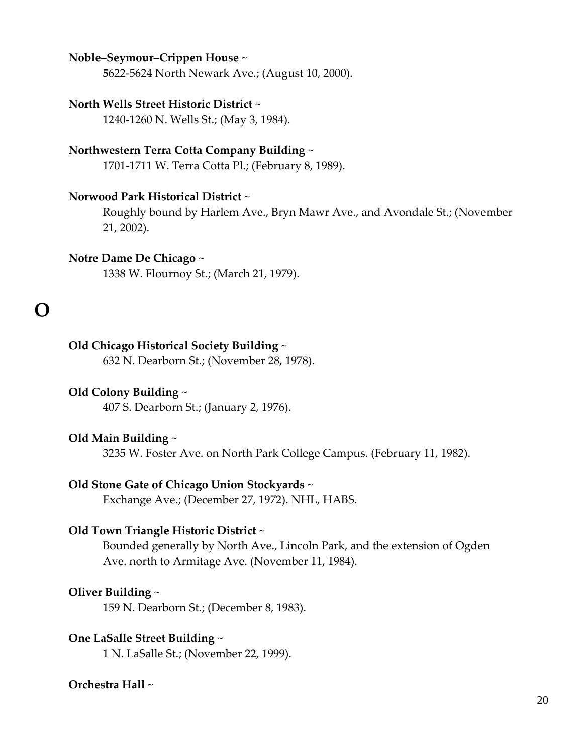**Noble–Seymour–Crippen House** ~
5622-5624 North Newark Ave.; (August 10, 2000).

**North Wells Street Historic District** ~
1240-1260 N. Wells St.; (May 3, 1984).

**Northwestern Terra Cotta Company Building** ~
1701-1711 W. Terra Cotta Pl.; (February 8, 1989).

**Norwood Park Historical District** ~
Roughly bound by Harlem Ave., Bryn Mawr Ave., and Avondale St.; (November 21, 2002).

**Notre Dame De Chicago** ~
1338 W. Flournoy St.; (March 21, 1979).

# O

**Old Chicago Historical Society Building** ~
632 N. Dearborn St.; (November 28, 1978).

**Old Colony Building** ~
407 S. Dearborn St.; (January 2, 1976).

**Old Main Building** ~
3235 W. Foster Ave. on North Park College Campus. (February 11, 1982).

**Old Stone Gate of Chicago Union Stockyards** ~
Exchange Ave.; (December 27, 1972). NHL, HABS.

**Old Town Triangle Historic District** ~
Bounded generally by North Ave., Lincoln Park, and the extension of Ogden Ave. north to Armitage Ave. (November 11, 1984).

**Oliver Building** ~
159 N. Dearborn St.; (December 8, 1983).

**One LaSalle Street Building** ~
1 N. LaSalle St.; (November 22, 1999).

**Orchestra Hall** ~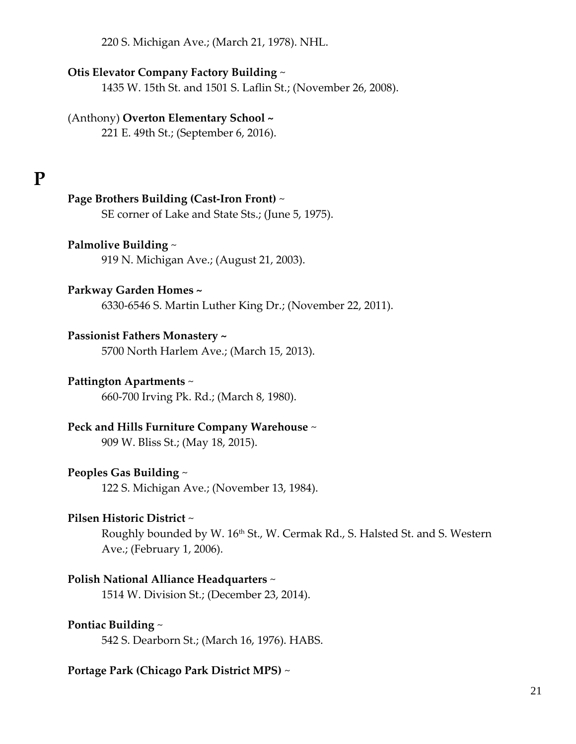220 S. Michigan Ave.; (March 21, 1978). NHL.

**Otis Elevator Company Factory Building** ~
1435 W. 15th St. and 1501 S. Laflin St.; (November 26, 2008).

(Anthony) **Overton Elementary School ~**
221 E. 49th St.; (September 6, 2016).

# P

**Page Brothers Building (Cast-Iron Front)** ~
SE corner of Lake and State Sts.; (June 5, 1975).

**Palmolive Building** ~
919 N. Michigan Ave.; (August 21, 2003).

**Parkway Garden Homes ~**
6330-6546 S. Martin Luther King Dr.; (November 22, 2011).

**Passionist Fathers Monastery ~**
5700 North Harlem Ave.; (March 15, 2013).

**Pattington Apartments** ~
660-700 Irving Pk. Rd.; (March 8, 1980).

**Peck and Hills Furniture Company Warehouse** ~
909 W. Bliss St.; (May 18, 2015).

**Peoples Gas Building** ~
122 S. Michigan Ave.; (November 13, 1984).

**Pilsen Historic District** ~
Roughly bounded by W. 16th St., W. Cermak Rd., S. Halsted St. and S. Western Ave.; (February 1, 2006).

**Polish National Alliance Headquarters** ~
1514 W. Division St.; (December 23, 2014).

**Pontiac Building** ~
542 S. Dearborn St.; (March 16, 1976). HABS.

**Portage Park (Chicago Park District MPS)** ~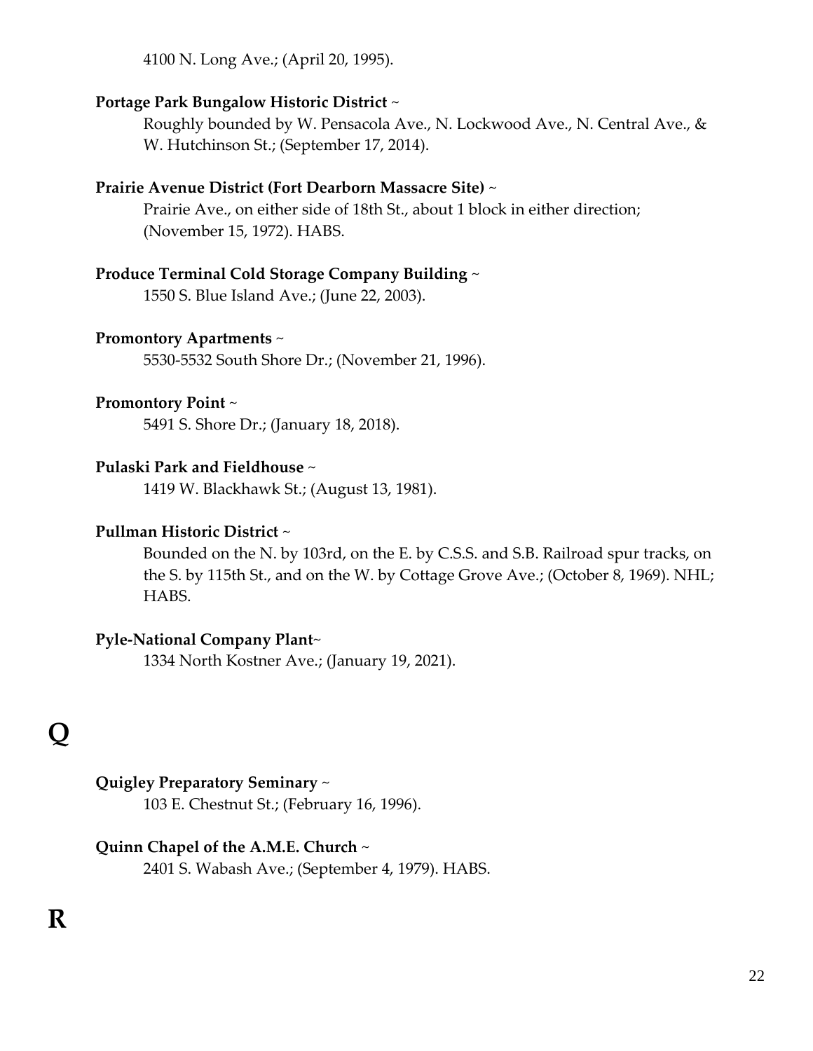4100 N. Long Ave.; (April 20, 1995).

**Portage Park Bungalow Historic District** ~

Roughly bounded by W. Pensacola Ave., N. Lockwood Ave., N. Central Ave., & W. Hutchinson St.; (September 17, 2014).

**Prairie Avenue District (Fort Dearborn Massacre Site)** ~

Prairie Ave., on either side of 18th St., about 1 block in either direction; (November 15, 1972). HABS.

**Produce Terminal Cold Storage Company Building** ~

1550 S. Blue Island Ave.; (June 22, 2003).

**Promontory Apartments** ~

5530-5532 South Shore Dr.; (November 21, 1996).

**Promontory Point** ~

5491 S. Shore Dr.; (January 18, 2018).

**Pulaski Park and Fieldhouse** ~

1419 W. Blackhawk St.; (August 13, 1981).

**Pullman Historic District** ~

Bounded on the N. by 103rd, on the E. by C.S.S. and S.B. Railroad spur tracks, on the S. by 115th St., and on the W. by Cottage Grove Ave.; (October 8, 1969). NHL; HABS.

**Pyle-National Company Plant**~

1334 North Kostner Ave.; (January 19, 2021).

# Q

**Quigley Preparatory Seminary** ~

103 E. Chestnut St.; (February 16, 1996).

**Quinn Chapel of the A.M.E. Church** ~

2401 S. Wabash Ave.; (September 4, 1979). HABS.

# R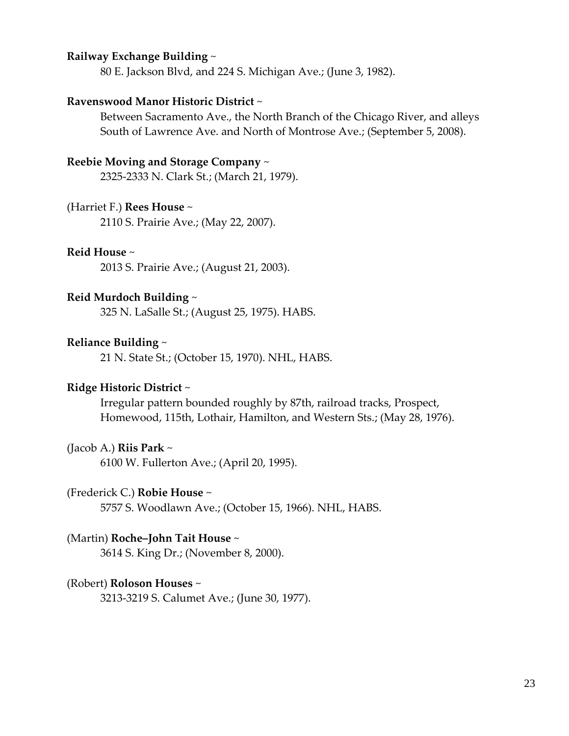**Railway Exchange Building** ~

80 E. Jackson Blvd, and 224 S. Michigan Ave.; (June 3, 1982).

**Ravenswood Manor Historic District** ~

Between Sacramento Ave., the North Branch of the Chicago River, and alleys South of Lawrence Ave. and North of Montrose Ave.; (September 5, 2008).

**Reebie Moving and Storage Company** ~

2325-2333 N. Clark St.; (March 21, 1979).

(Harriet F.) **Rees House** ~

2110 S. Prairie Ave.; (May 22, 2007).

**Reid House** ~

2013 S. Prairie Ave.; (August 21, 2003).

**Reid Murdoch Building** ~

325 N. LaSalle St.; (August 25, 1975). HABS.

**Reliance Building** ~

21 N. State St.; (October 15, 1970). NHL, HABS.

**Ridge Historic District** ~

Irregular pattern bounded roughly by 87th, railroad tracks, Prospect, Homewood, 115th, Lothair, Hamilton, and Western Sts.; (May 28, 1976).

(Jacob A.) **Riis Park** ~

6100 W. Fullerton Ave.; (April 20, 1995).

(Frederick C.) **Robie House** ~

5757 S. Woodlawn Ave.; (October 15, 1966). NHL, HABS.

(Martin) **Roche–John Tait House** ~

3614 S. King Dr.; (November 8, 2000).

(Robert) **Roloson Houses** ~

3213-3219 S. Calumet Ave.; (June 30, 1977).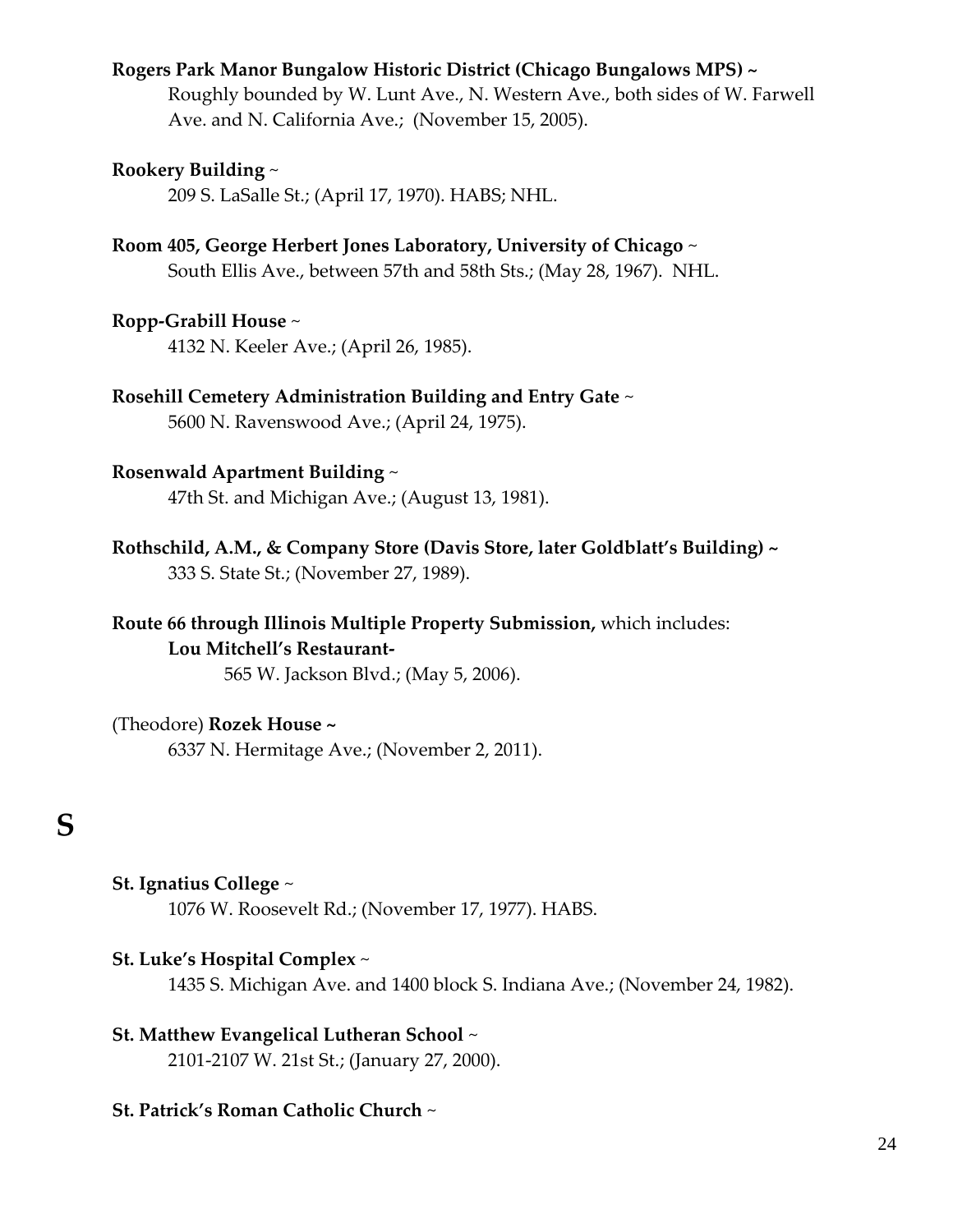**Rogers Park Manor Bungalow Historic District (Chicago Bungalows MPS) ~**
Roughly bounded by W. Lunt Ave., N. Western Ave., both sides of W. Farwell Ave. and N. California Ave.; (November 15, 2005).

**Rookery Building** ~
209 S. LaSalle St.; (April 17, 1970). HABS; NHL.

**Room 405, George Herbert Jones Laboratory, University of Chicago** ~
South Ellis Ave., between 57th and 58th Sts.; (May 28, 1967). NHL.

**Ropp-Grabill House** ~
4132 N. Keeler Ave.; (April 26, 1985).

**Rosehill Cemetery Administration Building and Entry Gate** ~
5600 N. Ravenswood Ave.; (April 24, 1975).

**Rosenwald Apartment Building** ~
47th St. and Michigan Ave.; (August 13, 1981).

**Rothschild, A.M., & Company Store (Davis Store, later Goldblatt's Building) ~**
333 S. State St.; (November 27, 1989).

**Route 66 through Illinois Multiple Property Submission,** which includes:
**Lou Mitchell's Restaurant-**
565 W. Jackson Blvd.; (May 5, 2006).

(Theodore) **Rozek House ~**
6337 N. Hermitage Ave.; (November 2, 2011).

# S

**St. Ignatius College** ~
1076 W. Roosevelt Rd.; (November 17, 1977). HABS.

**St. Luke's Hospital Complex** ~
1435 S. Michigan Ave. and 1400 block S. Indiana Ave.; (November 24, 1982).

**St. Matthew Evangelical Lutheran School** ~
2101-2107 W. 21st St.; (January 27, 2000).

**St. Patrick's Roman Catholic Church** ~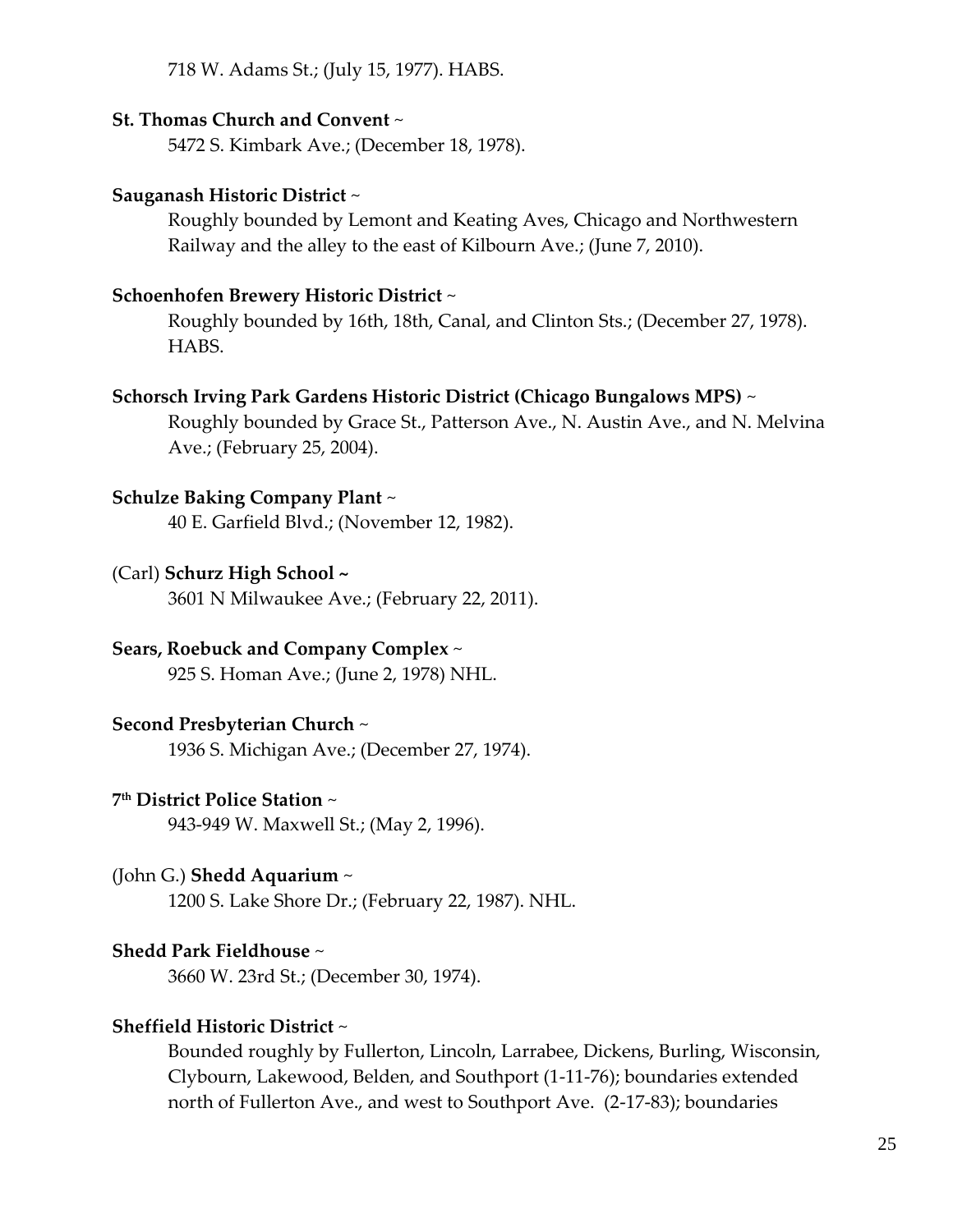718 W. Adams St.; (July 15, 1977). HABS.

**St. Thomas Church and Convent** ~
5472 S. Kimbark Ave.; (December 18, 1978).

**Sauganash Historic District** ~
Roughly bounded by Lemont and Keating Aves, Chicago and Northwestern Railway and the alley to the east of Kilbourn Ave.; (June 7, 2010).

**Schoenhofen Brewery Historic District** ~
Roughly bounded by 16th, 18th, Canal, and Clinton Sts.; (December 27, 1978). HABS.

**Schorsch Irving Park Gardens Historic District (Chicago Bungalows MPS)** ~
Roughly bounded by Grace St., Patterson Ave., N. Austin Ave., and N. Melvina Ave.; (February 25, 2004).

**Schulze Baking Company Plant** ~
40 E. Garfield Blvd.; (November 12, 1982).

(Carl) **Schurz High School ~**
3601 N Milwaukee Ave.; (February 22, 2011).

**Sears, Roebuck and Company Complex** ~
925 S. Homan Ave.; (June 2, 1978) NHL.

**Second Presbyterian Church** ~
1936 S. Michigan Ave.; (December 27, 1974).

**7th District Police Station** ~
943-949 W. Maxwell St.; (May 2, 1996).

(John G.) **Shedd Aquarium** ~
1200 S. Lake Shore Dr.; (February 22, 1987). NHL.

**Shedd Park Fieldhouse** ~
3660 W. 23rd St.; (December 30, 1974).

**Sheffield Historic District** ~
Bounded roughly by Fullerton, Lincoln, Larrabee, Dickens, Burling, Wisconsin, Clybourn, Lakewood, Belden, and Southport (1-11-76); boundaries extended north of Fullerton Ave., and west to Southport Ave. (2-17-83); boundaries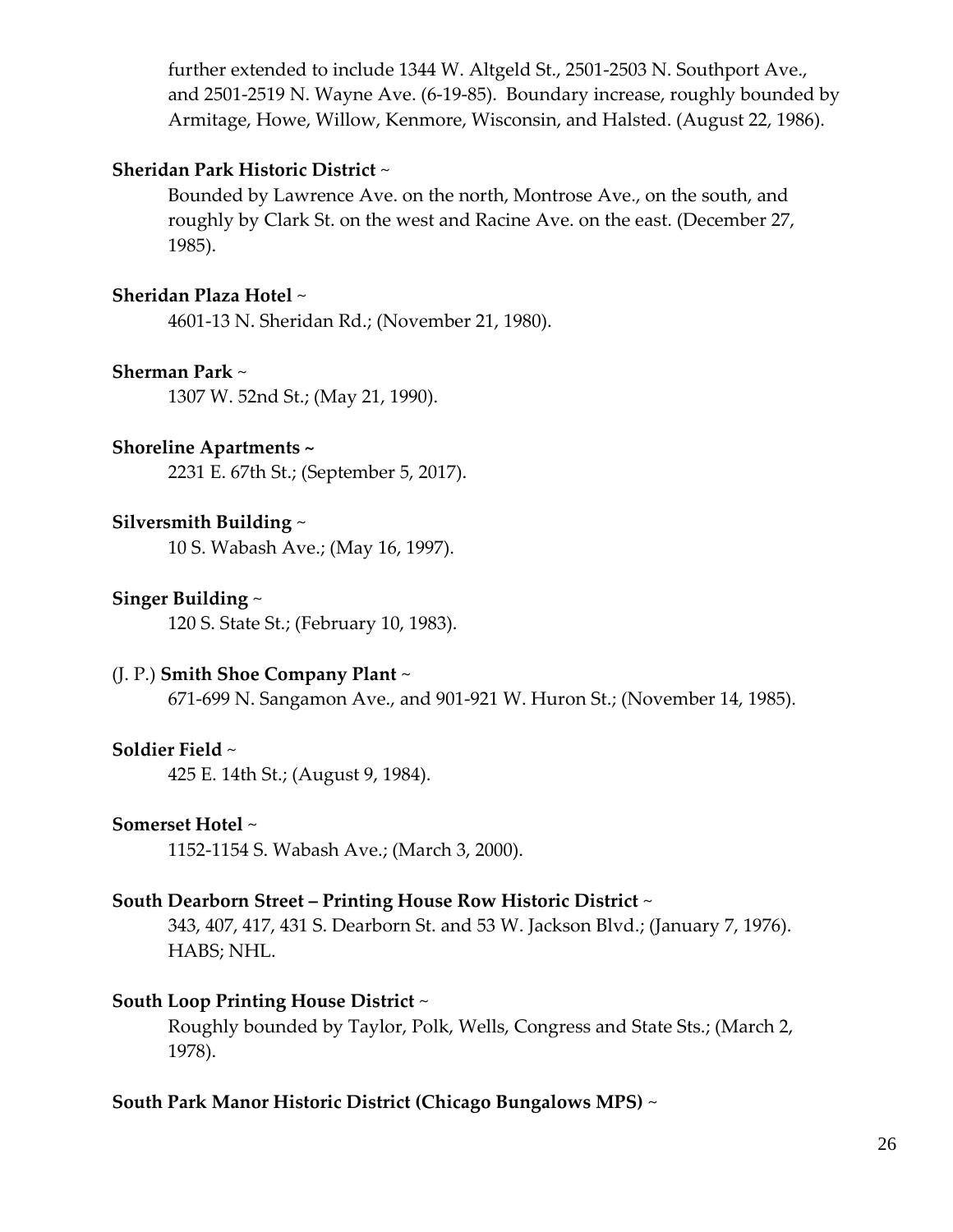further extended to include 1344 W. Altgeld St., 2501-2503 N. Southport Ave., and 2501-2519 N. Wayne Ave. (6-19-85). Boundary increase, roughly bounded by Armitage, Howe, Willow, Kenmore, Wisconsin, and Halsted. (August 22, 1986).

**Sheridan Park Historic District** ~

Bounded by Lawrence Ave. on the north, Montrose Ave., on the south, and roughly by Clark St. on the west and Racine Ave. on the east. (December 27, 1985).

**Sheridan Plaza Hotel** ~

4601-13 N. Sheridan Rd.; (November 21, 1980).

**Sherman Park** ~

1307 W. 52nd St.; (May 21, 1990).

**Shoreline Apartments ~**

2231 E. 67th St.; (September 5, 2017).

**Silversmith Building** ~

10 S. Wabash Ave.; (May 16, 1997).

**Singer Building** ~

120 S. State St.; (February 10, 1983).

(J. P.) **Smith Shoe Company Plant** ~

671-699 N. Sangamon Ave., and 901-921 W. Huron St.; (November 14, 1985).

**Soldier Field** ~

425 E. 14th St.; (August 9, 1984).

**Somerset Hotel** ~

1152-1154 S. Wabash Ave.; (March 3, 2000).

**South Dearborn Street – Printing House Row Historic District** ~

343, 407, 417, 431 S. Dearborn St. and 53 W. Jackson Blvd.; (January 7, 1976). HABS; NHL.

**South Loop Printing House District** ~

Roughly bounded by Taylor, Polk, Wells, Congress and State Sts.; (March 2, 1978).

**South Park Manor Historic District (Chicago Bungalows MPS)** ~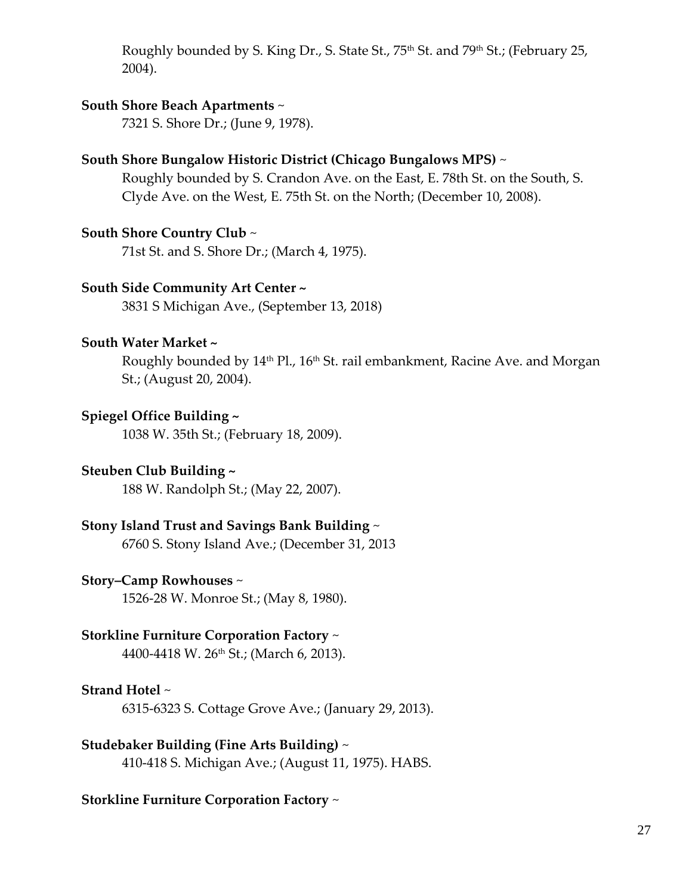Roughly bounded by S. King Dr., S. State St., 75th St. and 79th St.; (February 25, 2004).

**South Shore Beach Apartments** ~
7321 S. Shore Dr.; (June 9, 1978).

**South Shore Bungalow Historic District (Chicago Bungalows MPS)** ~
Roughly bounded by S. Crandon Ave. on the East, E. 78th St. on the South, S. Clyde Ave. on the West, E. 75th St. on the North; (December 10, 2008).

**South Shore Country Club** ~
71st St. and S. Shore Dr.; (March 4, 1975).

**South Side Community Art Center ~**
3831 S Michigan Ave., (September 13, 2018)

**South Water Market ~**
Roughly bounded by 14th Pl., 16th St. rail embankment, Racine Ave. and Morgan St.; (August 20, 2004).

**Spiegel Office Building ~**
1038 W. 35th St.; (February 18, 2009).

**Steuben Club Building ~**
188 W. Randolph St.; (May 22, 2007).

**Stony Island Trust and Savings Bank Building** ~
6760 S. Stony Island Ave.; (December 31, 2013

**Story–Camp Rowhouses** ~
1526-28 W. Monroe St.; (May 8, 1980).

**Storkline Furniture Corporation Factory** ~
4400-4418 W. 26th St.; (March 6, 2013).

**Strand Hotel** ~
6315-6323 S. Cottage Grove Ave.; (January 29, 2013).

**Studebaker Building (Fine Arts Building)** ~
410-418 S. Michigan Ave.; (August 11, 1975). HABS.

**Storkline Furniture Corporation Factory** ~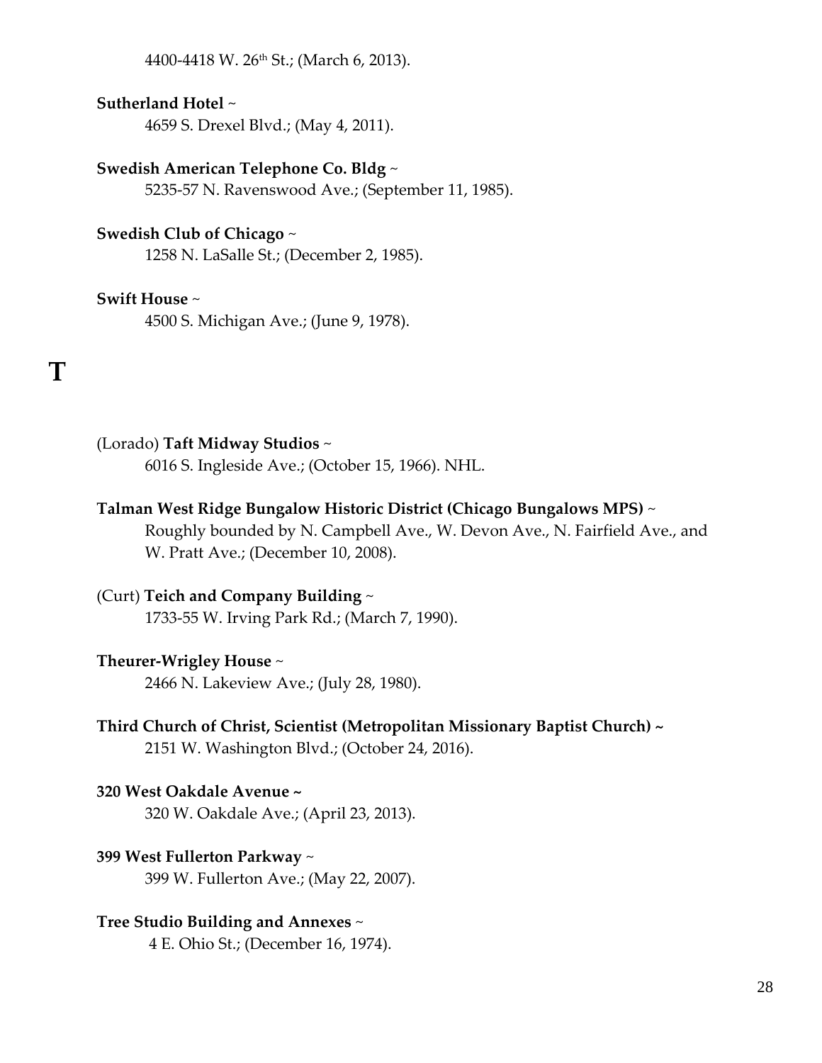4400-4418 W. 26th St.; (March 6, 2013).

**Sutherland Hotel** ~
4659 S. Drexel Blvd.; (May 4, 2011).

**Swedish American Telephone Co. Bldg** ~
5235-57 N. Ravenswood Ave.; (September 11, 1985).

**Swedish Club of Chicago** ~
1258 N. LaSalle St.; (December 2, 1985).

**Swift House** ~
4500 S. Michigan Ave.; (June 9, 1978).

# T

(Lorado) **Taft Midway Studios** ~
6016 S. Ingleside Ave.; (October 15, 1966). NHL.

**Talman West Ridge Bungalow Historic District (Chicago Bungalows MPS)** ~
Roughly bounded by N. Campbell Ave., W. Devon Ave., N. Fairfield Ave., and W. Pratt Ave.; (December 10, 2008).

(Curt) **Teich and Company Building** ~
1733-55 W. Irving Park Rd.; (March 7, 1990).

**Theurer-Wrigley House** ~
2466 N. Lakeview Ave.; (July 28, 1980).

**Third Church of Christ, Scientist (Metropolitan Missionary Baptist Church) ~**
2151 W. Washington Blvd.; (October 24, 2016).

**320 West Oakdale Avenue ~**
320 W. Oakdale Ave.; (April 23, 2013).

**399 West Fullerton Parkway** ~
399 W. Fullerton Ave.; (May 22, 2007).

**Tree Studio Building and Annexes** ~
4 E. Ohio St.; (December 16, 1974).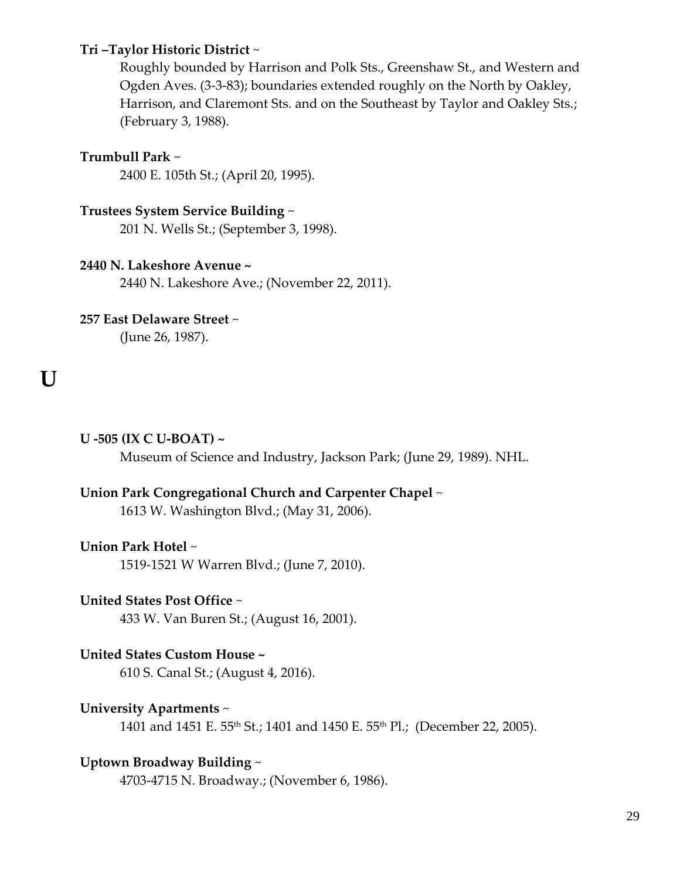**Tri –Taylor Historic District** ~

Roughly bounded by Harrison and Polk Sts., Greenshaw St., and Western and Ogden Aves. (3-3-83); boundaries extended roughly on the North by Oakley, Harrison, and Claremont Sts. and on the Southeast by Taylor and Oakley Sts.; (February 3, 1988).

**Trumbull Park** ~

2400 E. 105th St.; (April 20, 1995).

**Trustees System Service Building** ~

201 N. Wells St.; (September 3, 1998).

**2440 N. Lakeshore Avenue ~**

2440 N. Lakeshore Ave.; (November 22, 2011).

**257 East Delaware Street** ~

(June 26, 1987).

# U

**U -505 (IX C U-BOAT) ~**

Museum of Science and Industry, Jackson Park; (June 29, 1989). NHL.

**Union Park Congregational Church and Carpenter Chapel** ~

1613 W. Washington Blvd.; (May 31, 2006).

**Union Park Hotel** ~

1519-1521 W Warren Blvd.; (June 7, 2010).

**United States Post Office** ~

433 W. Van Buren St.; (August 16, 2001).

**United States Custom House ~**

610 S. Canal St.; (August 4, 2016).

**University Apartments** ~

1401 and 1451 E. 55th St.; 1401 and 1450 E. 55th Pl.; (December 22, 2005).

**Uptown Broadway Building** ~

4703-4715 N. Broadway.; (November 6, 1986).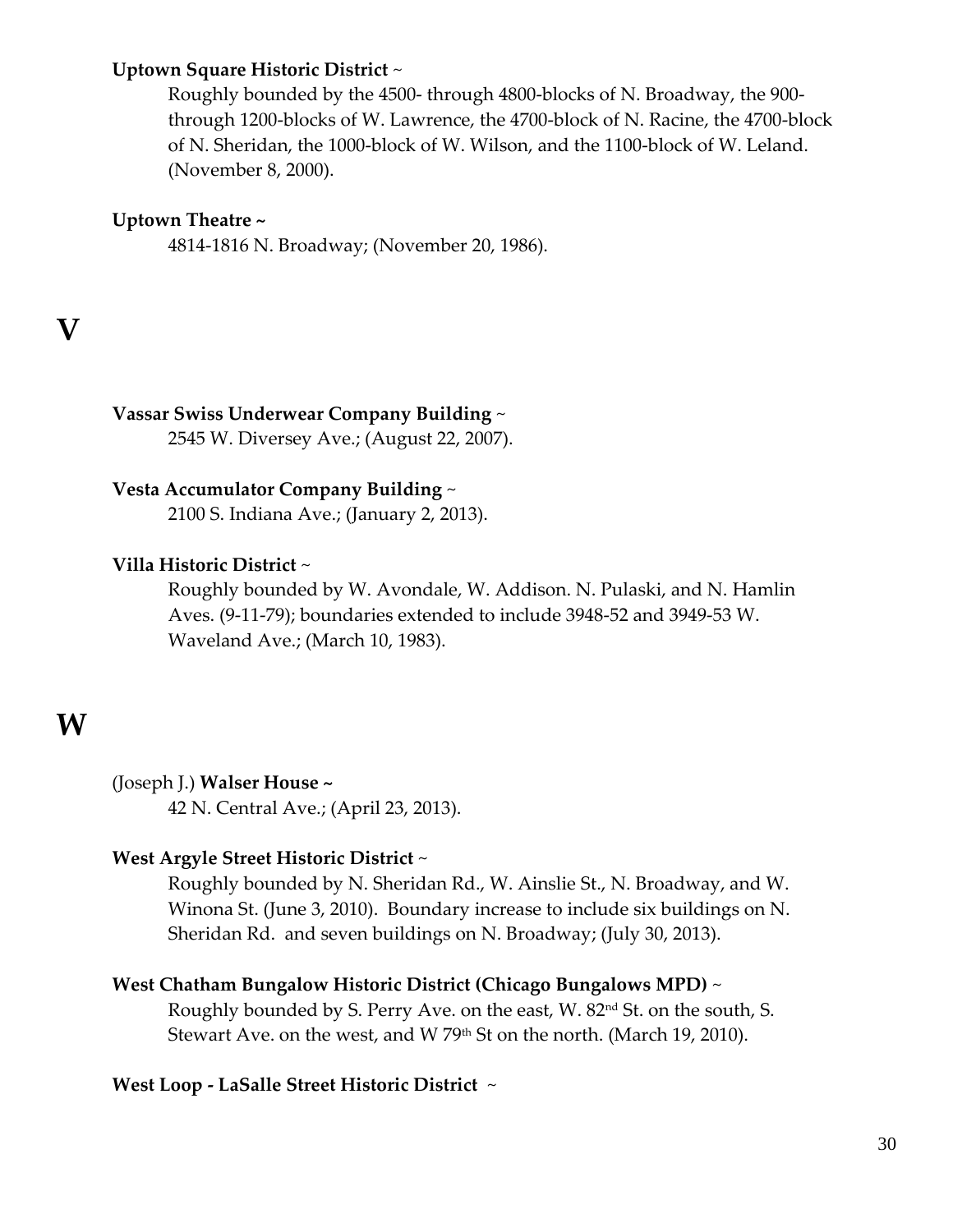**Uptown Square Historic District** ~

Roughly bounded by the 4500- through 4800-blocks of N. Broadway, the 900- through 1200-blocks of W. Lawrence, the 4700-block of N. Racine, the 4700-block of N. Sheridan, the 1000-block of W. Wilson, and the 1100-block of W. Leland. (November 8, 2000).

**Uptown Theatre ~**

4814-1816 N. Broadway; (November 20, 1986).

# V

**Vassar Swiss Underwear Company Building** ~

2545 W. Diversey Ave.; (August 22, 2007).

**Vesta Accumulator Company Building** ~

2100 S. Indiana Ave.; (January 2, 2013).

**Villa Historic District** ~

Roughly bounded by W. Avondale, W. Addison. N. Pulaski, and N. Hamlin Aves. (9-11-79); boundaries extended to include 3948-52 and 3949-53 W. Waveland Ave.; (March 10, 1983).

# W

(Joseph J.) **Walser House ~**

42 N. Central Ave.; (April 23, 2013).

**West Argyle Street Historic District** ~

Roughly bounded by N. Sheridan Rd., W. Ainslie St., N. Broadway, and W. Winona St. (June 3, 2010). Boundary increase to include six buildings on N. Sheridan Rd. and seven buildings on N. Broadway; (July 30, 2013).

**West Chatham Bungalow Historic District (Chicago Bungalows MPD)** ~

Roughly bounded by S. Perry Ave. on the east, W. 82nd St. on the south, S. Stewart Ave. on the west, and W 79th St on the north. (March 19, 2010).

**West Loop - LaSalle Street Historic District** ~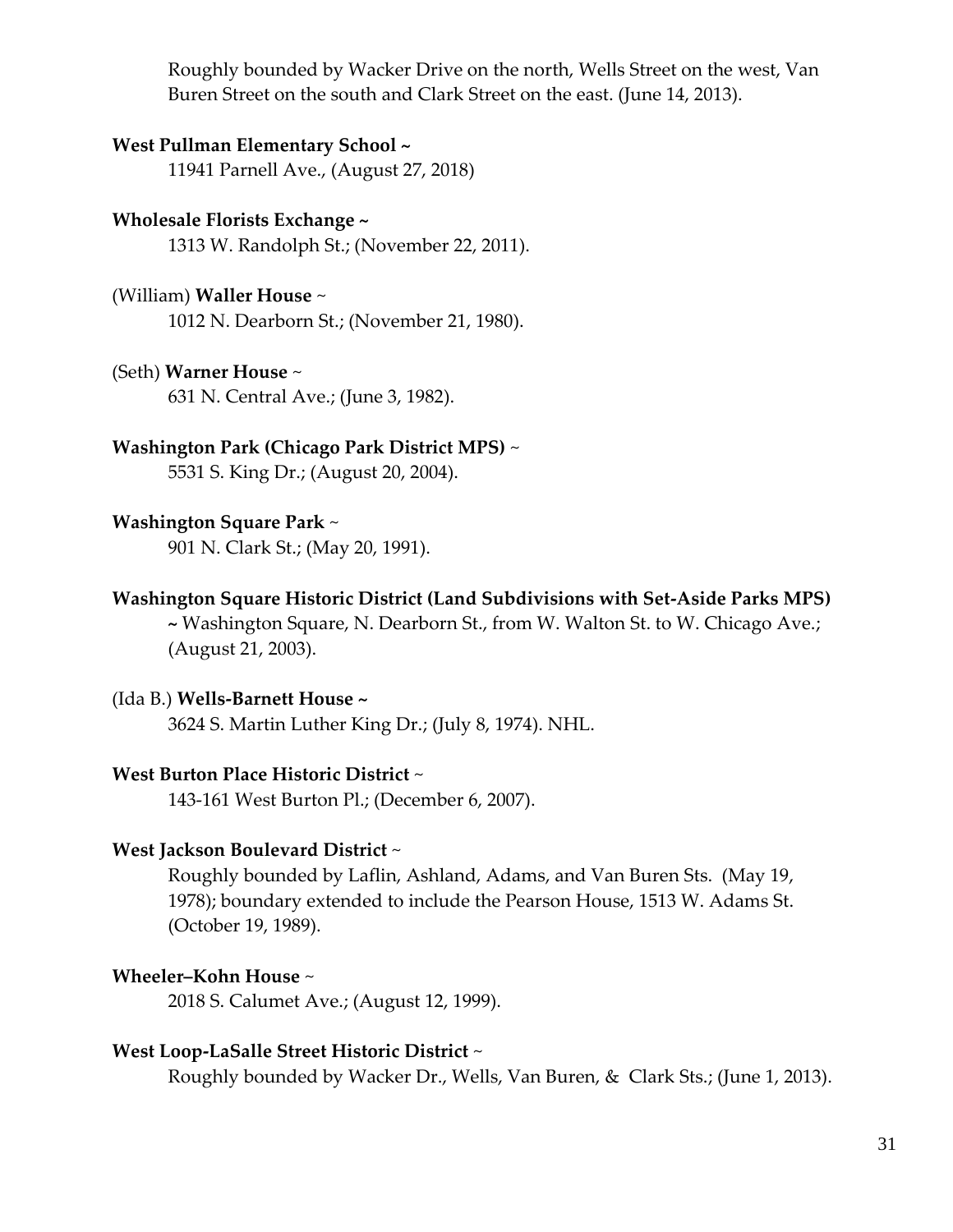Roughly bounded by Wacker Drive on the north, Wells Street on the west, Van Buren Street on the south and Clark Street on the east. (June 14, 2013).

**West Pullman Elementary School ~**
11941 Parnell Ave., (August 27, 2018)

**Wholesale Florists Exchange ~**
1313 W. Randolph St.; (November 22, 2011).

(William) **Waller House** ~
1012 N. Dearborn St.; (November 21, 1980).

(Seth) **Warner House** ~
631 N. Central Ave.; (June 3, 1982).

**Washington Park (Chicago Park District MPS)** ~
5531 S. King Dr.; (August 20, 2004).

**Washington Square Park** ~
901 N. Clark St.; (May 20, 1991).

**Washington Square Historic District (Land Subdivisions with Set-Aside Parks MPS) ~** Washington Square, N. Dearborn St., from W. Walton St. to W. Chicago Ave.; (August 21, 2003).

(Ida B.) **Wells-Barnett House ~**
3624 S. Martin Luther King Dr.; (July 8, 1974). NHL.

**West Burton Place Historic District** ~
143-161 West Burton Pl.; (December 6, 2007).

**West Jackson Boulevard District** ~
Roughly bounded by Laflin, Ashland, Adams, and Van Buren Sts. (May 19, 1978); boundary extended to include the Pearson House, 1513 W. Adams St. (October 19, 1989).

**Wheeler–Kohn House** ~
2018 S. Calumet Ave.; (August 12, 1999).

**West Loop-LaSalle Street Historic District** ~
Roughly bounded by Wacker Dr., Wells, Van Buren, & Clark Sts.; (June 1, 2013).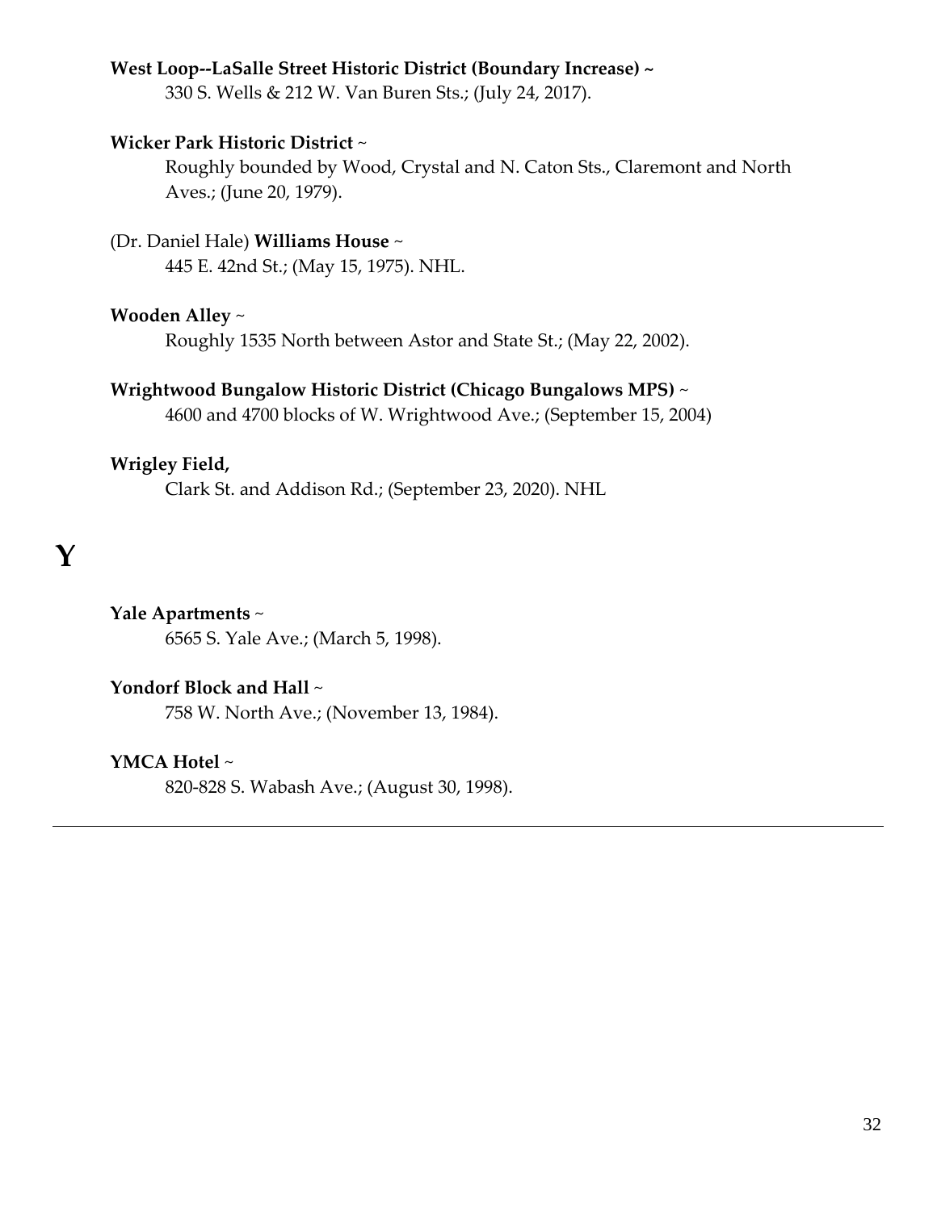**West Loop--LaSalle Street Historic District (Boundary Increase) ~**
330 S. Wells & 212 W. Van Buren Sts.; (July 24, 2017).

**Wicker Park Historic District** ~
Roughly bounded by Wood, Crystal and N. Caton Sts., Claremont and North Aves.; (June 20, 1979).

(Dr. Daniel Hale) **Williams House** ~
445 E. 42nd St.; (May 15, 1975). NHL.

**Wooden Alley** ~
Roughly 1535 North between Astor and State St.; (May 22, 2002).

**Wrightwood Bungalow Historic District (Chicago Bungalows MPS)** ~
4600 and 4700 blocks of W. Wrightwood Ave.; (September 15, 2004)

**Wrigley Field,**
Clark St. and Addison Rd.; (September 23, 2020). NHL

# Y

**Yale Apartments** ~
6565 S. Yale Ave.; (March 5, 1998).

**Yondorf Block and Hall** ~
758 W. North Ave.; (November 13, 1984).

**YMCA Hotel** ~
820-828 S. Wabash Ave.; (August 30, 1998).

---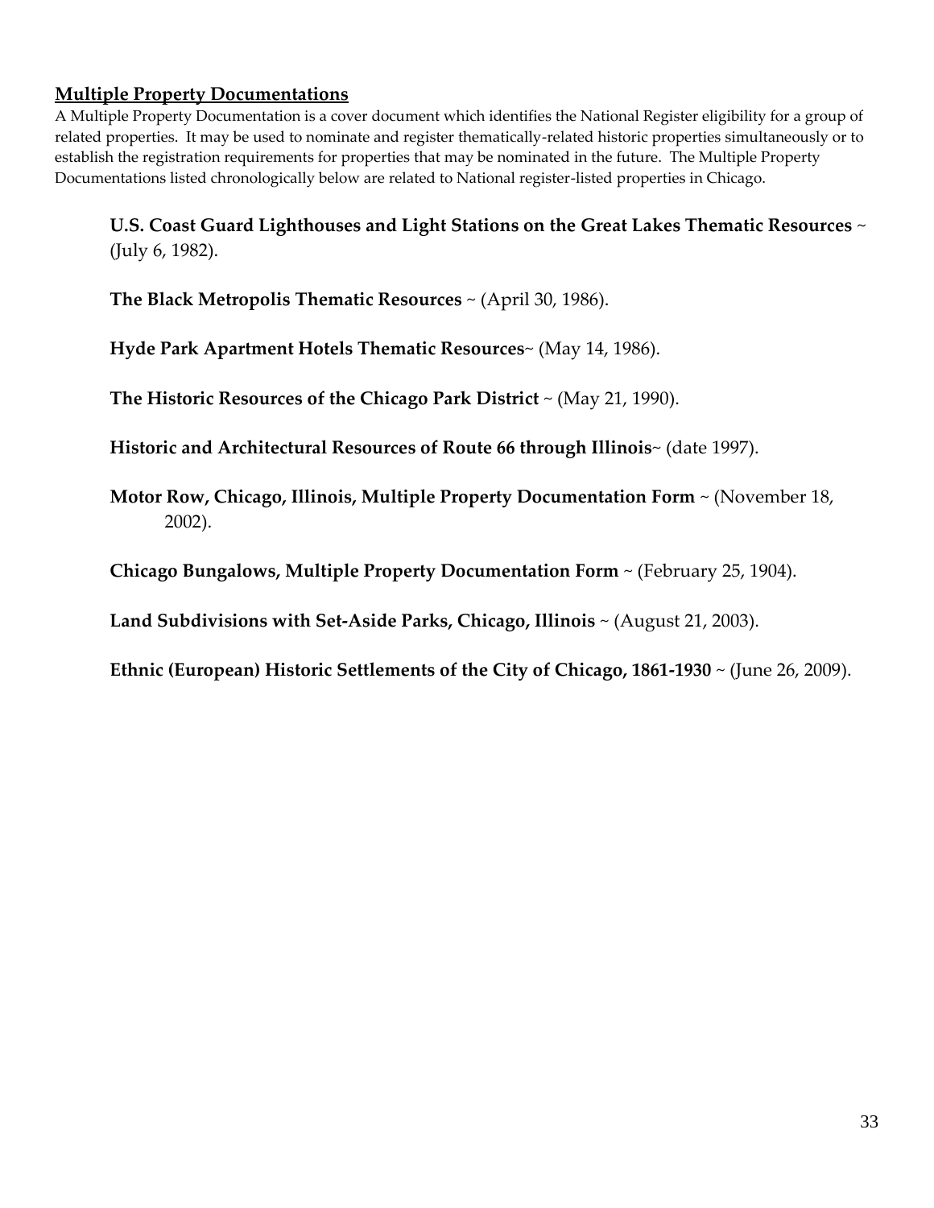## Multiple Property Documentations

A Multiple Property Documentation is a cover document which identifies the National Register eligibility for a group of related properties. It may be used to nominate and register thematically-related historic properties simultaneously or to establish the registration requirements for properties that may be nominated in the future. The Multiple Property Documentations listed chronologically below are related to National register-listed properties in Chicago.

**U.S. Coast Guard Lighthouses and Light Stations on the Great Lakes Thematic Resources** ~ (July 6, 1982).

**The Black Metropolis Thematic Resources** ~ (April 30, 1986).

**Hyde Park Apartment Hotels Thematic Resources**~ (May 14, 1986).

**The Historic Resources of the Chicago Park District** ~ (May 21, 1990).

**Historic and Architectural Resources of Route 66 through Illinois**~ (date 1997).

**Motor Row, Chicago, Illinois, Multiple Property Documentation Form** ~ (November 18, 2002).

**Chicago Bungalows, Multiple Property Documentation Form** ~ (February 25, 1904).

**Land Subdivisions with Set-Aside Parks, Chicago, Illinois** ~ (August 21, 2003).

**Ethnic (European) Historic Settlements of the City of Chicago, 1861-1930** ~ (June 26, 2009).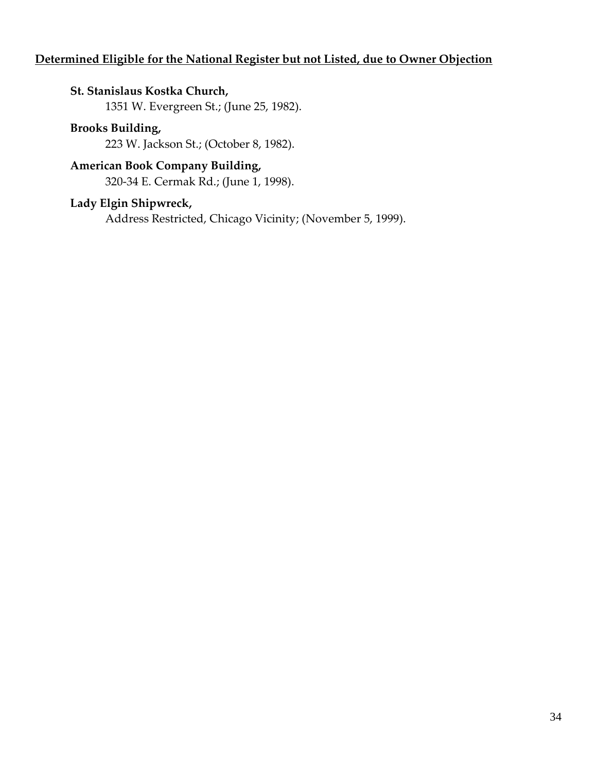## Determined Eligible for the National Register but not Listed, due to Owner Objection

**St. Stanislaus Kostka Church,**
1351 W. Evergreen St.; (June 25, 1982).

**Brooks Building,**
223 W. Jackson St.; (October 8, 1982).

**American Book Company Building,**
320-34 E. Cermak Rd.; (June 1, 1998).

**Lady Elgin Shipwreck,**
Address Restricted, Chicago Vicinity; (November 5, 1999).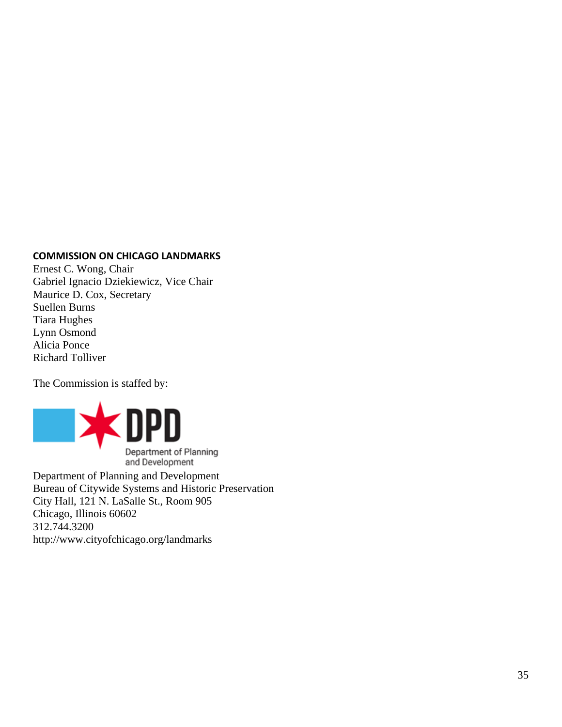**COMMISSION ON CHICAGO LANDMARKS**

Ernest C. Wong, Chair
Gabriel Ignacio Dziekiewicz, Vice Chair
Maurice D. Cox, Secretary
Suellen Burns
Tiara Hughes
Lynn Osmond
Alicia Ponce
Richard Tolliver

The Commission is staffed by:

DPD
Department of Planning and Development

Department of Planning and Development
Bureau of Citywide Systems and Historic Preservation
City Hall, 121 N. LaSalle St., Room 905
Chicago, Illinois 60602
312.744.3200
http://www.cityofchicago.org/landmarks